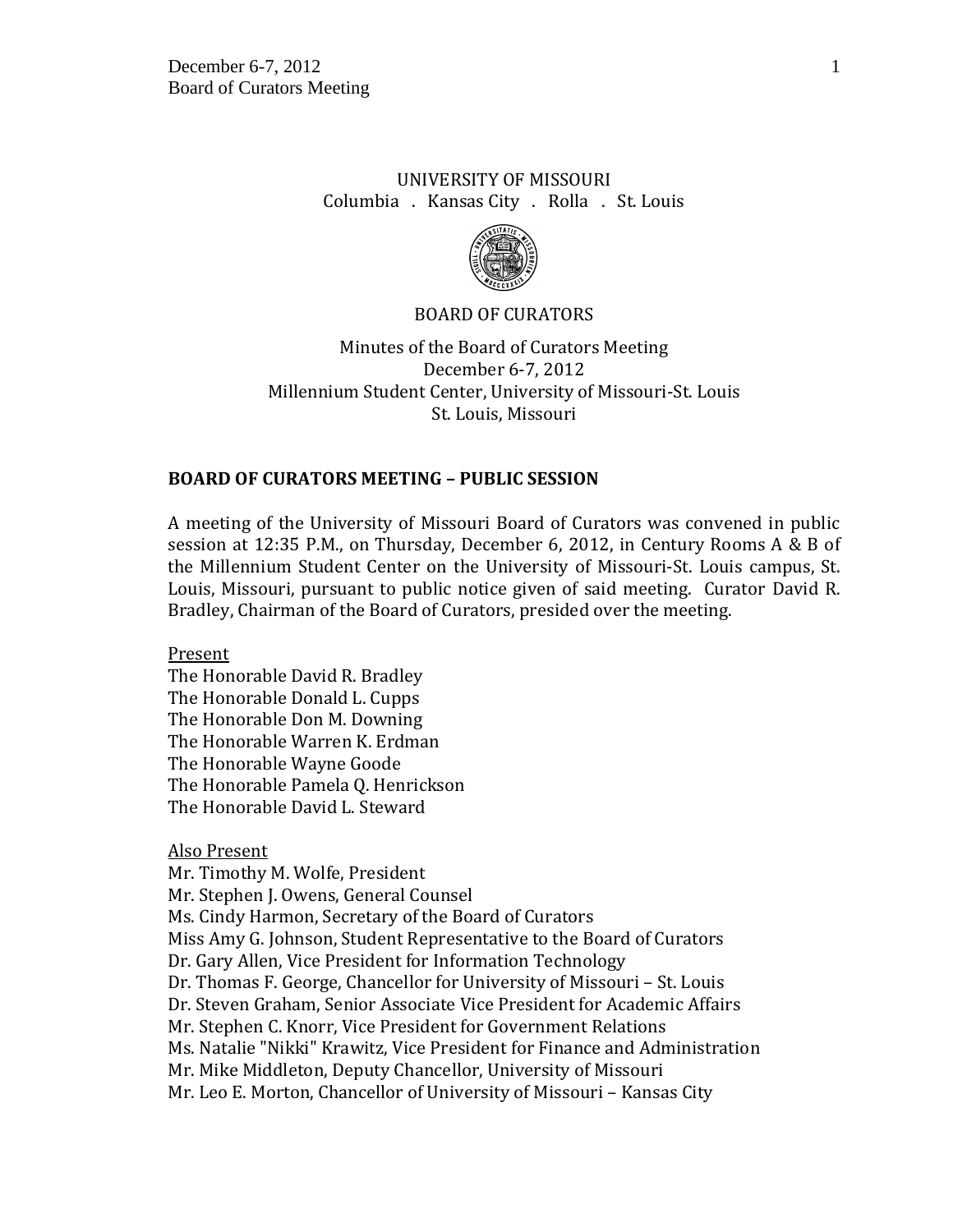UNIVERSITY OF MISSOURI
Columbia . Kansas City . Rolla . St. Louis

BOARD OF CURATORS

Minutes of the Board of Curators Meeting
December 6-7, 2012
Millennium Student Center, University of Missouri-St. Louis
St. Louis, Missouri

**BOARD OF CURATORS MEETING – PUBLIC SESSION**

A meeting of the University of Missouri Board of Curators was convened in public session at 12:35 P.M., on Thursday, December 6, 2012, in Century Rooms A & B of the Millennium Student Center on the University of Missouri-St. Louis campus, St. Louis, Missouri, pursuant to public notice given of said meeting. Curator David R. Bradley, Chairman of the Board of Curators, presided over the meeting.

<u>Present</u>
The Honorable David R. Bradley
The Honorable Donald L. Cupps
The Honorable Don M. Downing
The Honorable Warren K. Erdman
The Honorable Wayne Goode
The Honorable Pamela Q. Henrickson
The Honorable David L. Steward

<u>Also Present</u>
Mr. Timothy M. Wolfe, President
Mr. Stephen J. Owens, General Counsel
Ms. Cindy Harmon, Secretary of the Board of Curators
Miss Amy G. Johnson, Student Representative to the Board of Curators
Dr. Gary Allen, Vice President for Information Technology
Dr. Thomas F. George, Chancellor for University of Missouri – St. Louis
Dr. Steven Graham, Senior Associate Vice President for Academic Affairs
Mr. Stephen C. Knorr, Vice President for Government Relations
Ms. Natalie "Nikki" Krawitz, Vice President for Finance and Administration
Mr. Mike Middleton, Deputy Chancellor, University of Missouri
Mr. Leo E. Morton, Chancellor of University of Missouri – Kansas City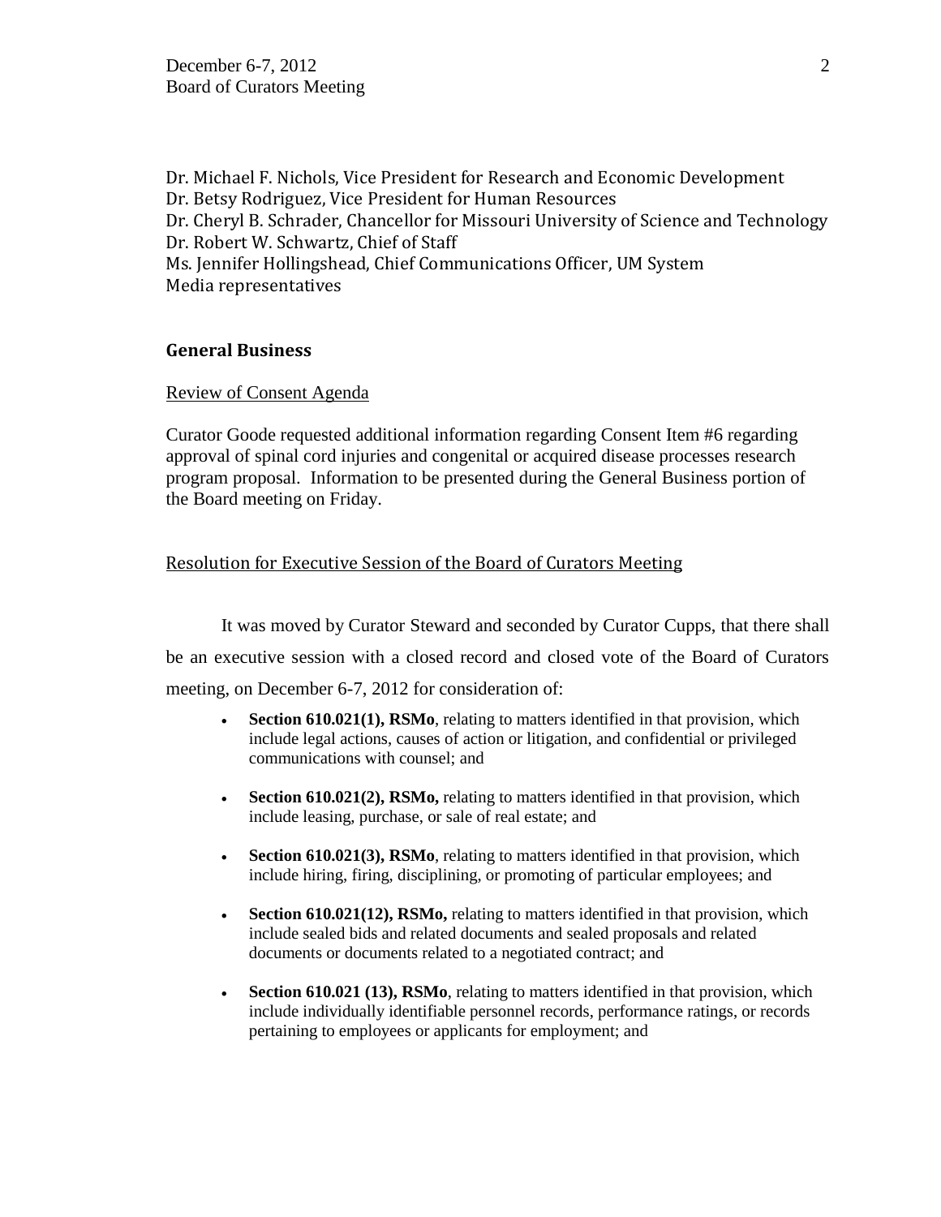Dr. Michael F. Nichols, Vice President for Research and Economic Development
Dr. Betsy Rodriguez, Vice President for Human Resources
Dr. Cheryl B. Schrader, Chancellor for Missouri University of Science and Technology
Dr. Robert W. Schwartz, Chief of Staff
Ms. Jennifer Hollingshead, Chief Communications Officer, UM System
Media representatives

## General Business

Review of Consent Agenda

Curator Goode requested additional information regarding Consent Item #6 regarding approval of spinal cord injuries and congenital or acquired disease processes research program proposal. Information to be presented during the General Business portion of the Board meeting on Friday.

Resolution for Executive Session of the Board of Curators Meeting

It was moved by Curator Steward and seconded by Curator Cupps, that there shall be an executive session with a closed record and closed vote of the Board of Curators meeting, on December 6-7, 2012 for consideration of:

- **Section 610.021(1), RSMo**, relating to matters identified in that provision, which include legal actions, causes of action or litigation, and confidential or privileged communications with counsel; and
- **Section 610.021(2), RSMo,** relating to matters identified in that provision, which include leasing, purchase, or sale of real estate; and
- **Section 610.021(3), RSMo**, relating to matters identified in that provision, which include hiring, firing, disciplining, or promoting of particular employees; and
- **Section 610.021(12), RSMo,** relating to matters identified in that provision, which include sealed bids and related documents and sealed proposals and related documents or documents related to a negotiated contract; and
- **Section 610.021 (13), RSMo**, relating to matters identified in that provision, which include individually identifiable personnel records, performance ratings, or records pertaining to employees or applicants for employment; and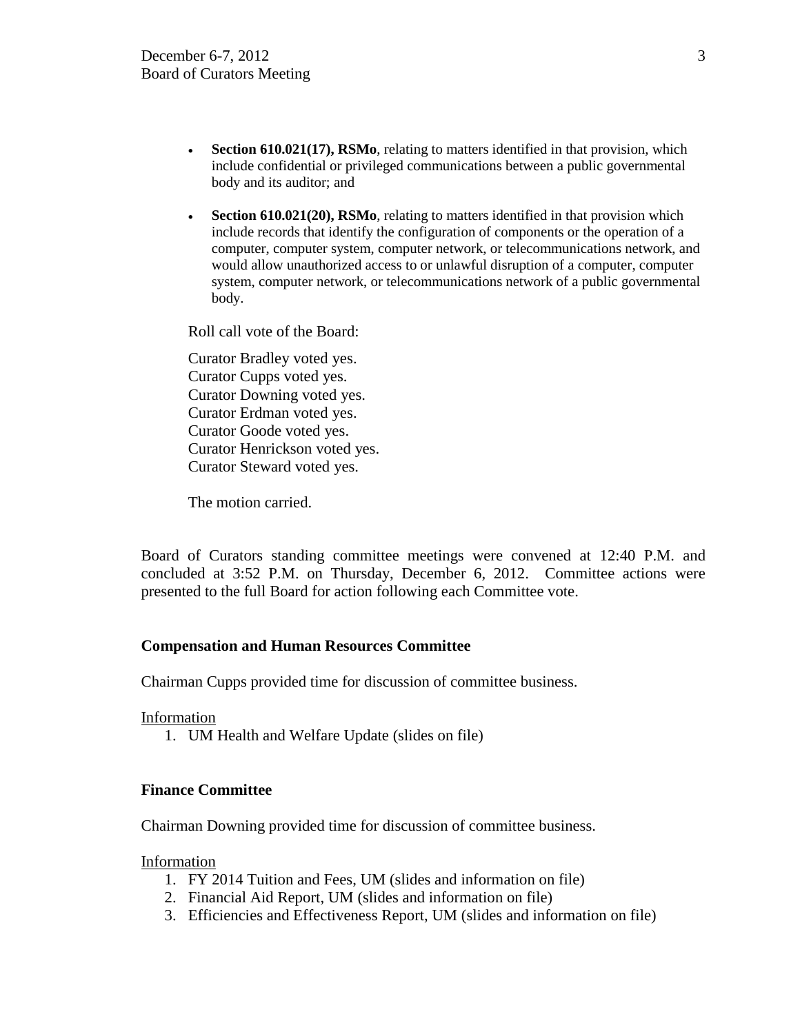- **Section 610.021(17), RSMo**, relating to matters identified in that provision, which include confidential or privileged communications between a public governmental body and its auditor; and

- **Section 610.021(20), RSMo**, relating to matters identified in that provision which include records that identify the configuration of components or the operation of a computer, computer system, computer network, or telecommunications network, and would allow unauthorized access to or unlawful disruption of a computer, computer system, computer network, or telecommunications network of a public governmental body.

Roll call vote of the Board:

Curator Bradley voted yes.
Curator Cupps voted yes.
Curator Downing voted yes.
Curator Erdman voted yes.
Curator Goode voted yes.
Curator Henrickson voted yes.
Curator Steward voted yes.

The motion carried.

Board of Curators standing committee meetings were convened at 12:40 P.M. and concluded at 3:52 P.M. on Thursday, December 6, 2012. Committee actions were presented to the full Board for action following each Committee vote.

**Compensation and Human Resources Committee**

Chairman Cupps provided time for discussion of committee business.

Information

1. UM Health and Welfare Update (slides on file)

**Finance Committee**

Chairman Downing provided time for discussion of committee business.

Information

1. FY 2014 Tuition and Fees, UM (slides and information on file)
2. Financial Aid Report, UM (slides and information on file)
3. Efficiencies and Effectiveness Report, UM (slides and information on file)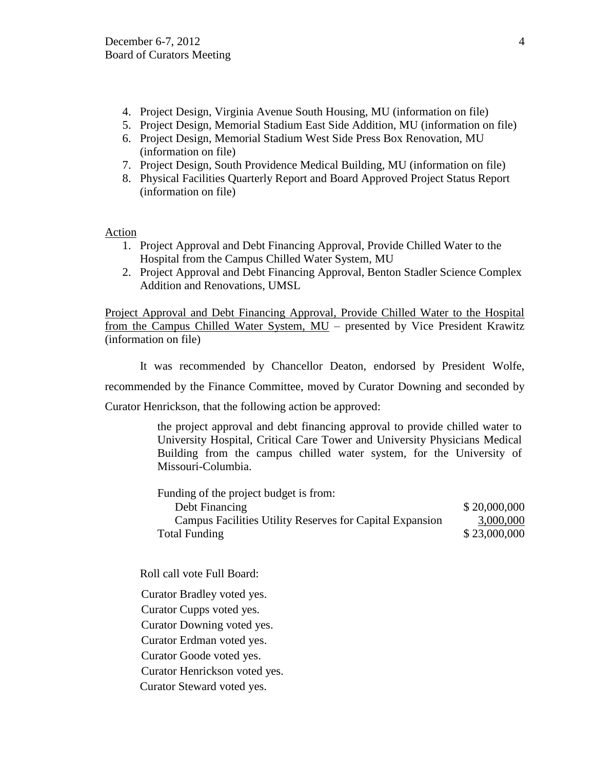4. Project Design, Virginia Avenue South Housing, MU (information on file)
5. Project Design, Memorial Stadium East Side Addition, MU (information on file)
6. Project Design, Memorial Stadium West Side Press Box Renovation, MU (information on file)
7. Project Design, South Providence Medical Building, MU (information on file)
8. Physical Facilities Quarterly Report and Board Approved Project Status Report (information on file)

Action

1. Project Approval and Debt Financing Approval, Provide Chilled Water to the Hospital from the Campus Chilled Water System, MU
2. Project Approval and Debt Financing Approval, Benton Stadler Science Complex Addition and Renovations, UMSL

Project Approval and Debt Financing Approval, Provide Chilled Water to the Hospital from the Campus Chilled Water System, MU – presented by Vice President Krawitz (information on file)

It was recommended by Chancellor Deaton, endorsed by President Wolfe, recommended by the Finance Committee, moved by Curator Downing and seconded by Curator Henrickson, that the following action be approved:

> the project approval and debt financing approval to provide chilled water to University Hospital, Critical Care Tower and University Physicians Medical Building from the campus chilled water system, for the University of Missouri-Columbia.
>
> Funding of the project budget is from:
>
> | | |
> |---|---|
> | Debt Financing | $ 20,000,000 |
> | Campus Facilities Utility Reserves for Capital Expansion | 3,000,000 |
> | Total Funding | $ 23,000,000 |

Roll call vote Full Board:

Curator Bradley voted yes.
Curator Cupps voted yes.
Curator Downing voted yes.
Curator Erdman voted yes.
Curator Goode voted yes.
Curator Henrickson voted yes.
Curator Steward voted yes.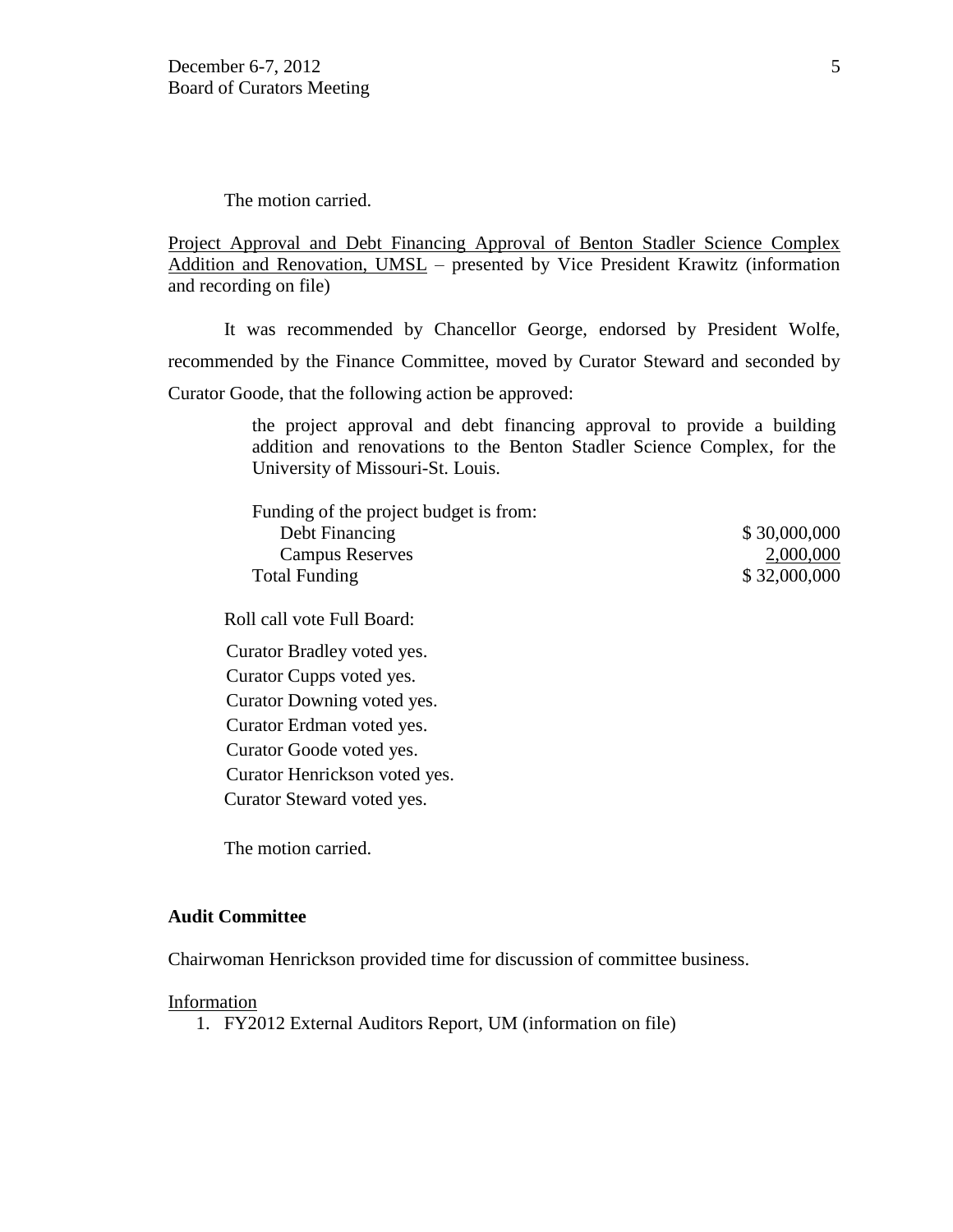The motion carried.

Project Approval and Debt Financing Approval of Benton Stadler Science Complex Addition and Renovation, UMSL – presented by Vice President Krawitz (information and recording on file)

It was recommended by Chancellor George, endorsed by President Wolfe, recommended by the Finance Committee, moved by Curator Steward and seconded by Curator Goode, that the following action be approved:

> the project approval and debt financing approval to provide a building addition and renovations to the Benton Stadler Science Complex, for the University of Missouri-St. Louis.

| Funding of the project budget is from: | |
|---|---|
| Debt Financing | $ 30,000,000 |
| Campus Reserves | 2,000,000 |
| Total Funding | $ 32,000,000 |

Roll call vote Full Board:

Curator Bradley voted yes.
Curator Cupps voted yes.
Curator Downing voted yes.
Curator Erdman voted yes.
Curator Goode voted yes.
Curator Henrickson voted yes.
Curator Steward voted yes.

The motion carried.

**Audit Committee**

Chairwoman Henrickson provided time for discussion of committee business.

Information

1. FY2012 External Auditors Report, UM (information on file)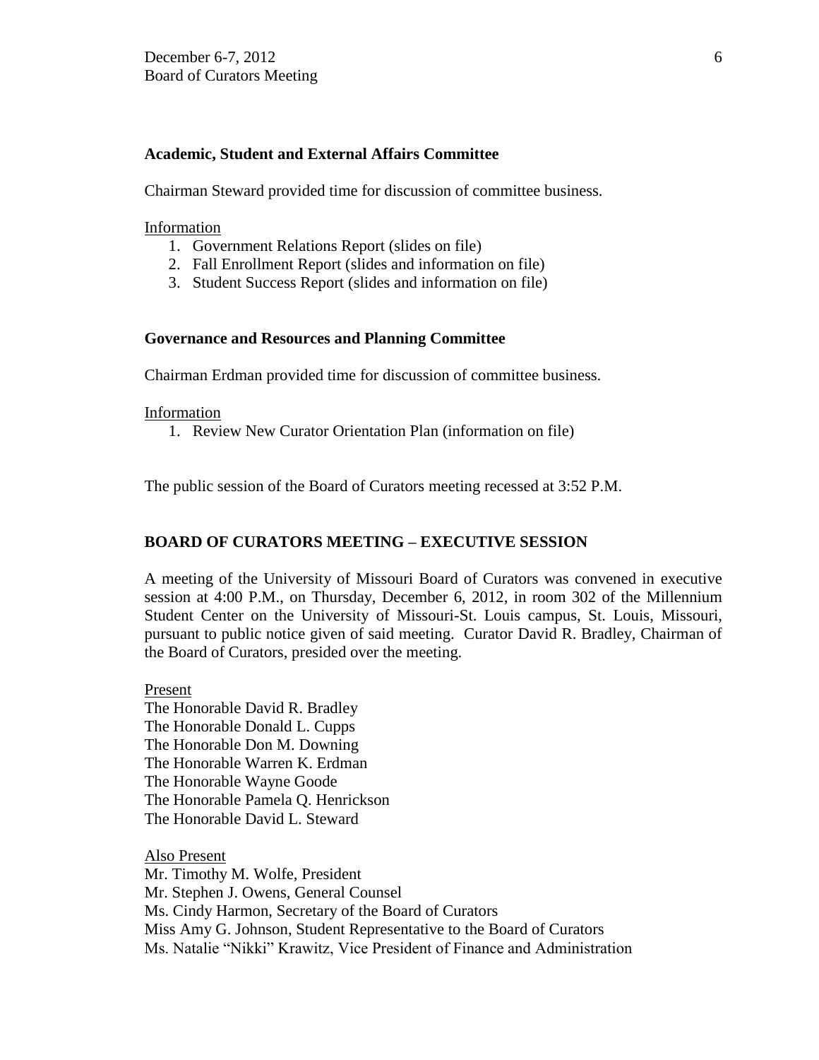### Academic, Student and External Affairs Committee

Chairman Steward provided time for discussion of committee business.

Information

1. Government Relations Report (slides on file)
2. Fall Enrollment Report (slides and information on file)
3. Student Success Report (slides and information on file)

### Governance and Resources and Planning Committee

Chairman Erdman provided time for discussion of committee business.

Information

1. Review New Curator Orientation Plan (information on file)

The public session of the Board of Curators meeting recessed at 3:52 P.M.

## BOARD OF CURATORS MEETING – EXECUTIVE SESSION

A meeting of the University of Missouri Board of Curators was convened in executive session at 4:00 P.M., on Thursday, December 6, 2012, in room 302 of the Millennium Student Center on the University of Missouri-St. Louis campus, St. Louis, Missouri, pursuant to public notice given of said meeting. Curator David R. Bradley, Chairman of the Board of Curators, presided over the meeting.

Present

The Honorable David R. Bradley
The Honorable Donald L. Cupps
The Honorable Don M. Downing
The Honorable Warren K. Erdman
The Honorable Wayne Goode
The Honorable Pamela Q. Henrickson
The Honorable David L. Steward

Also Present

Mr. Timothy M. Wolfe, President
Mr. Stephen J. Owens, General Counsel
Ms. Cindy Harmon, Secretary of the Board of Curators
Miss Amy G. Johnson, Student Representative to the Board of Curators
Ms. Natalie "Nikki" Krawitz, Vice President of Finance and Administration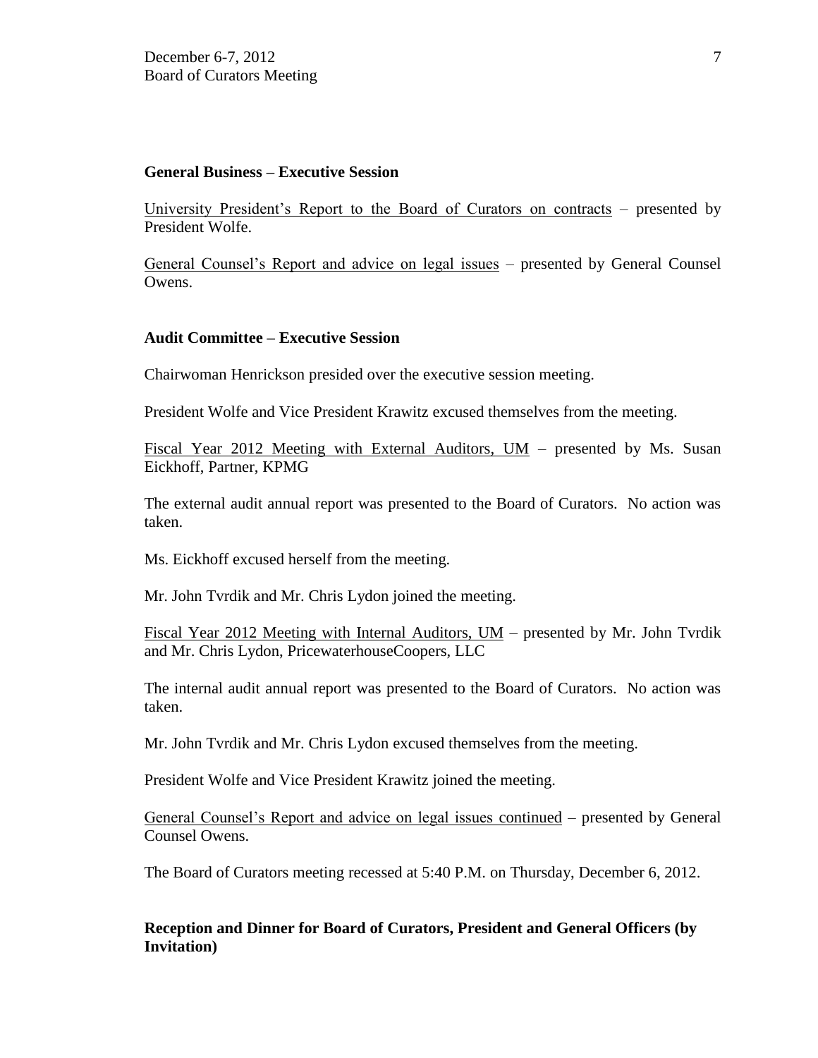**General Business – Executive Session**

University President's Report to the Board of Curators on contracts – presented by President Wolfe.

General Counsel's Report and advice on legal issues – presented by General Counsel Owens.

**Audit Committee – Executive Session**

Chairwoman Henrickson presided over the executive session meeting.

President Wolfe and Vice President Krawitz excused themselves from the meeting.

Fiscal Year 2012 Meeting with External Auditors, UM – presented by Ms. Susan Eickhoff, Partner, KPMG

The external audit annual report was presented to the Board of Curators. No action was taken.

Ms. Eickhoff excused herself from the meeting.

Mr. John Tvrdik and Mr. Chris Lydon joined the meeting.

Fiscal Year 2012 Meeting with Internal Auditors, UM – presented by Mr. John Tvrdik and Mr. Chris Lydon, PricewaterhouseCoopers, LLC

The internal audit annual report was presented to the Board of Curators. No action was taken.

Mr. John Tvrdik and Mr. Chris Lydon excused themselves from the meeting.

President Wolfe and Vice President Krawitz joined the meeting.

General Counsel's Report and advice on legal issues continued – presented by General Counsel Owens.

The Board of Curators meeting recessed at 5:40 P.M. on Thursday, December 6, 2012.

**Reception and Dinner for Board of Curators, President and General Officers (by Invitation)**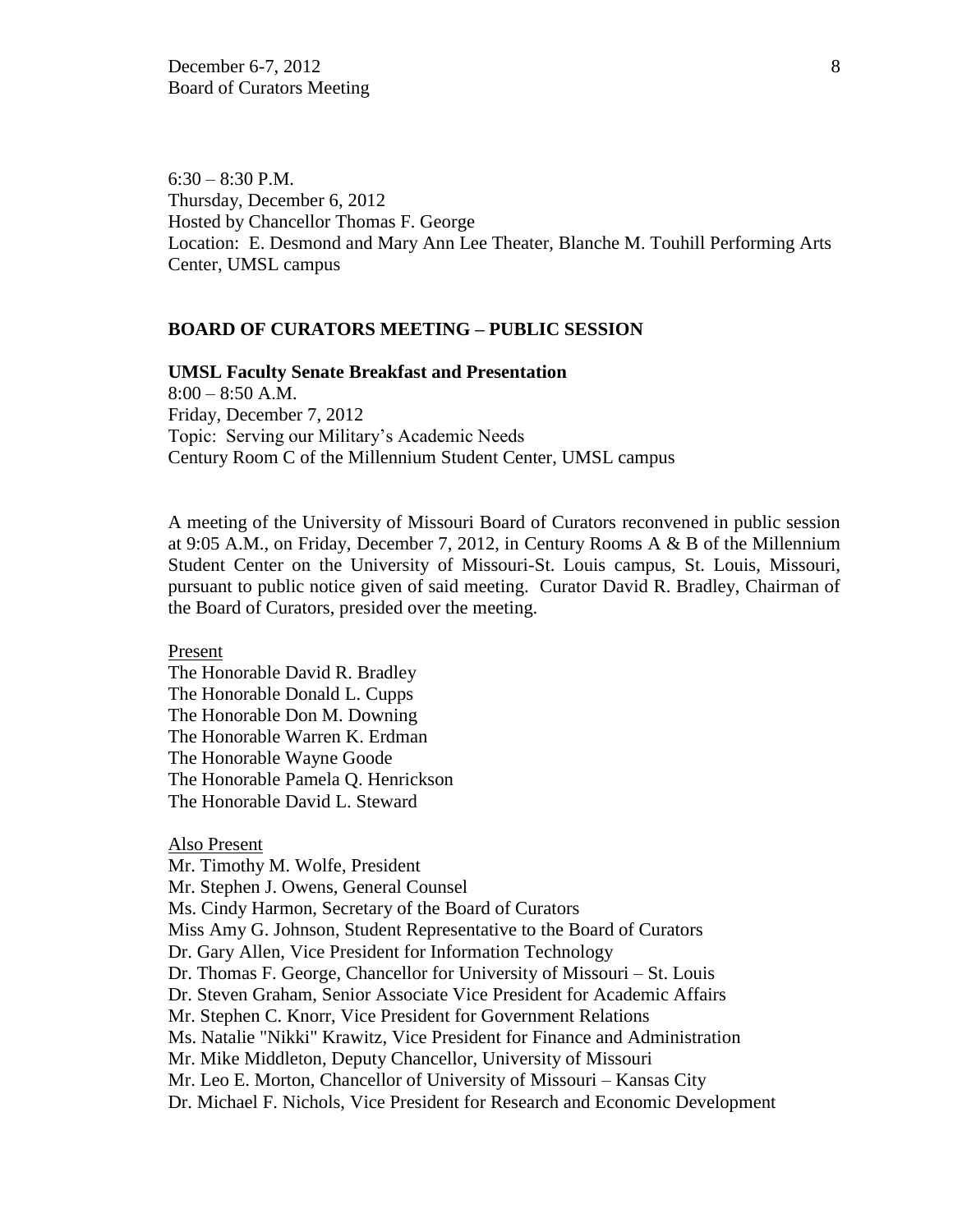6:30 – 8:30 P.M.
Thursday, December 6, 2012
Hosted by Chancellor Thomas F. George
Location: E. Desmond and Mary Ann Lee Theater, Blanche M. Touhill Performing Arts Center, UMSL campus

**BOARD OF CURATORS MEETING – PUBLIC SESSION**

**UMSL Faculty Senate Breakfast and Presentation**
8:00 – 8:50 A.M.
Friday, December 7, 2012
Topic: Serving our Military's Academic Needs
Century Room C of the Millennium Student Center, UMSL campus

A meeting of the University of Missouri Board of Curators reconvened in public session at 9:05 A.M., on Friday, December 7, 2012, in Century Rooms A & B of the Millennium Student Center on the University of Missouri-St. Louis campus, St. Louis, Missouri, pursuant to public notice given of said meeting. Curator David R. Bradley, Chairman of the Board of Curators, presided over the meeting.

Present
The Honorable David R. Bradley
The Honorable Donald L. Cupps
The Honorable Don M. Downing
The Honorable Warren K. Erdman
The Honorable Wayne Goode
The Honorable Pamela Q. Henrickson
The Honorable David L. Steward

Also Present
Mr. Timothy M. Wolfe, President
Mr. Stephen J. Owens, General Counsel
Ms. Cindy Harmon, Secretary of the Board of Curators
Miss Amy G. Johnson, Student Representative to the Board of Curators
Dr. Gary Allen, Vice President for Information Technology
Dr. Thomas F. George, Chancellor for University of Missouri – St. Louis
Dr. Steven Graham, Senior Associate Vice President for Academic Affairs
Mr. Stephen C. Knorr, Vice President for Government Relations
Ms. Natalie "Nikki" Krawitz, Vice President for Finance and Administration
Mr. Mike Middleton, Deputy Chancellor, University of Missouri
Mr. Leo E. Morton, Chancellor of University of Missouri – Kansas City
Dr. Michael F. Nichols, Vice President for Research and Economic Development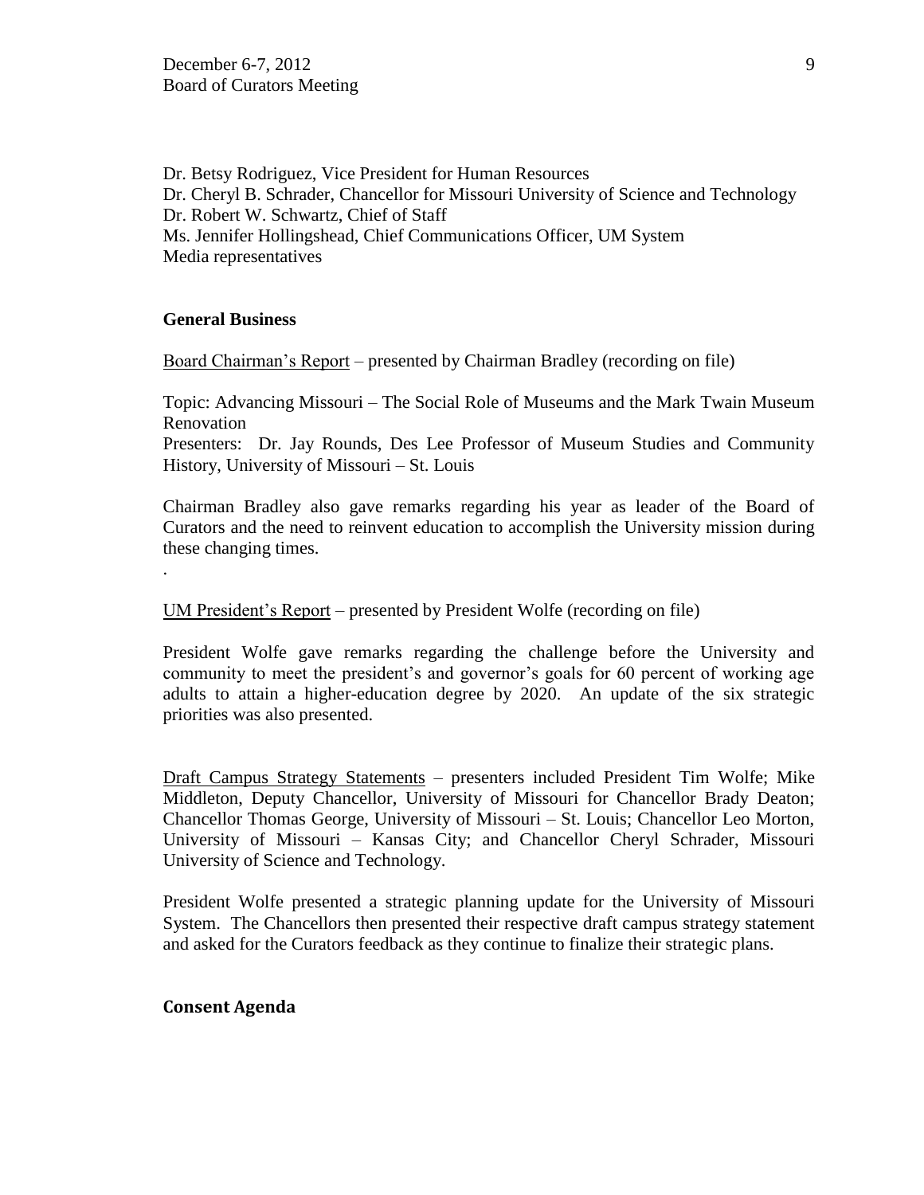Dr. Betsy Rodriguez, Vice President for Human Resources
Dr. Cheryl B. Schrader, Chancellor for Missouri University of Science and Technology
Dr. Robert W. Schwartz, Chief of Staff
Ms. Jennifer Hollingshead, Chief Communications Officer, UM System
Media representatives

**General Business**

Board Chairman's Report – presented by Chairman Bradley (recording on file)

Topic: Advancing Missouri – The Social Role of Museums and the Mark Twain Museum Renovation
Presenters: Dr. Jay Rounds, Des Lee Professor of Museum Studies and Community History, University of Missouri – St. Louis

Chairman Bradley also gave remarks regarding his year as leader of the Board of Curators and the need to reinvent education to accomplish the University mission during these changing times.

.

UM President's Report – presented by President Wolfe (recording on file)

President Wolfe gave remarks regarding the challenge before the University and community to meet the president's and governor's goals for 60 percent of working age adults to attain a higher-education degree by 2020. An update of the six strategic priorities was also presented.

Draft Campus Strategy Statements – presenters included President Tim Wolfe; Mike Middleton, Deputy Chancellor, University of Missouri for Chancellor Brady Deaton; Chancellor Thomas George, University of Missouri – St. Louis; Chancellor Leo Morton, University of Missouri – Kansas City; and Chancellor Cheryl Schrader, Missouri University of Science and Technology.

President Wolfe presented a strategic planning update for the University of Missouri System. The Chancellors then presented their respective draft campus strategy statement and asked for the Curators feedback as they continue to finalize their strategic plans.

**Consent Agenda**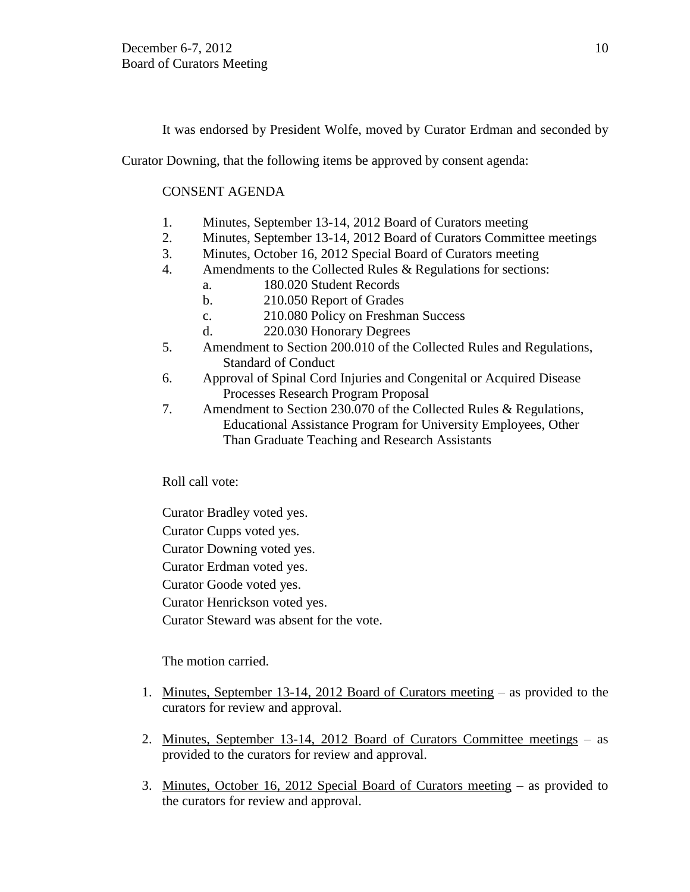It was endorsed by President Wolfe, moved by Curator Erdman and seconded by Curator Downing, that the following items be approved by consent agenda:

CONSENT AGENDA

1. Minutes, September 13-14, 2012 Board of Curators meeting
2. Minutes, September 13-14, 2012 Board of Curators Committee meetings
3. Minutes, October 16, 2012 Special Board of Curators meeting
4. Amendments to the Collected Rules & Regulations for sections:
   a. 180.020 Student Records
   b. 210.050 Report of Grades
   c. 210.080 Policy on Freshman Success
   d. 220.030 Honorary Degrees
5. Amendment to Section 200.010 of the Collected Rules and Regulations, Standard of Conduct
6. Approval of Spinal Cord Injuries and Congenital or Acquired Disease Processes Research Program Proposal
7. Amendment to Section 230.070 of the Collected Rules & Regulations, Educational Assistance Program for University Employees, Other Than Graduate Teaching and Research Assistants

Roll call vote:

Curator Bradley voted yes.

Curator Cupps voted yes.

Curator Downing voted yes.

Curator Erdman voted yes.

Curator Goode voted yes.

Curator Henrickson voted yes.

Curator Steward was absent for the vote.

The motion carried.

1. <u>Minutes, September 13-14, 2012 Board of Curators meeting</u> – as provided to the curators for review and approval.

2. <u>Minutes, September 13-14, 2012 Board of Curators Committee meetings</u> – as provided to the curators for review and approval.

3. <u>Minutes, October 16, 2012 Special Board of Curators meeting</u> – as provided to the curators for review and approval.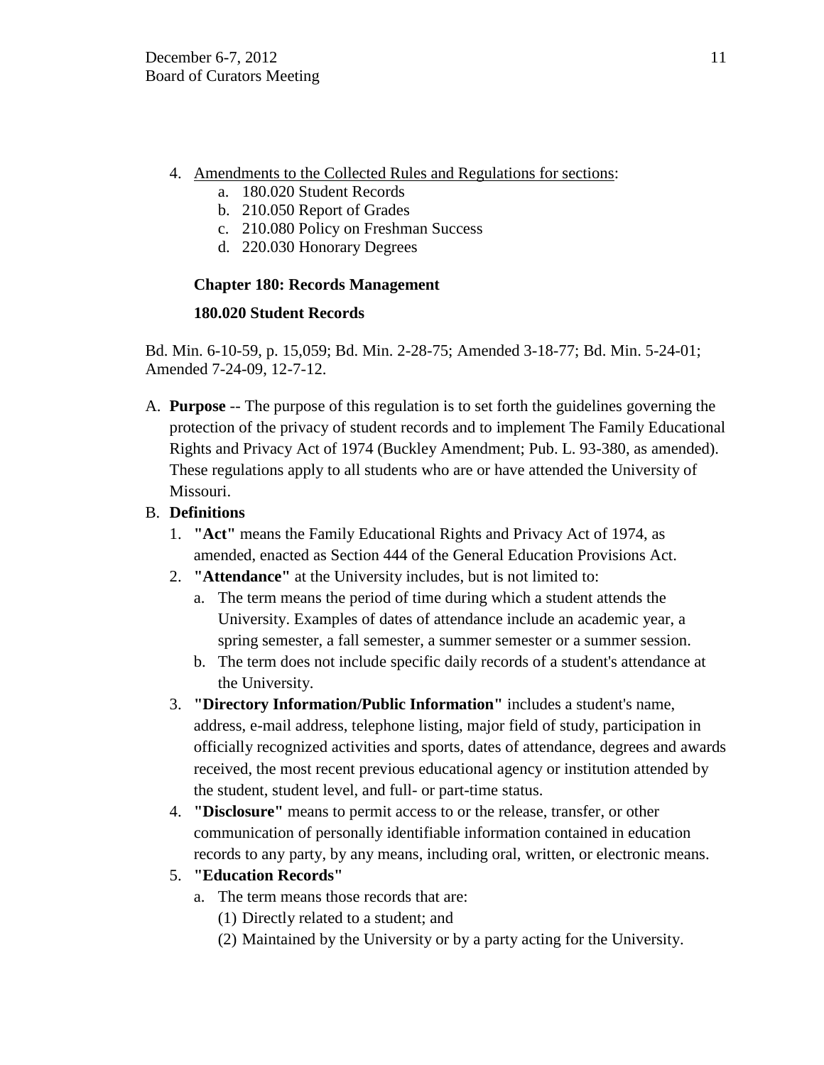4. Amendments to the Collected Rules and Regulations for sections:
    a. 180.020 Student Records
    b. 210.050 Report of Grades
    c. 210.080 Policy on Freshman Success
    d. 220.030 Honorary Degrees

**Chapter 180: Records Management**

**180.020 Student Records**

Bd. Min. 6-10-59, p. 15,059; Bd. Min. 2-28-75; Amended 3-18-77; Bd. Min. 5-24-01; Amended 7-24-09, 12-7-12.

A. **Purpose** -- The purpose of this regulation is to set forth the guidelines governing the protection of the privacy of student records and to implement The Family Educational Rights and Privacy Act of 1974 (Buckley Amendment; Pub. L. 93-380, as amended). These regulations apply to all students who are or have attended the University of Missouri.

B. **Definitions**
    1. **"Act"** means the Family Educational Rights and Privacy Act of 1974, as amended, enacted as Section 444 of the General Education Provisions Act.
    2. **"Attendance"** at the University includes, but is not limited to:
        a. The term means the period of time during which a student attends the University. Examples of dates of attendance include an academic year, a spring semester, a fall semester, a summer semester or a summer session.
        b. The term does not include specific daily records of a student's attendance at the University.
    3. **"Directory Information/Public Information"** includes a student's name, address, e-mail address, telephone listing, major field of study, participation in officially recognized activities and sports, dates of attendance, degrees and awards received, the most recent previous educational agency or institution attended by the student, student level, and full- or part-time status.
    4. **"Disclosure"** means to permit access to or the release, transfer, or other communication of personally identifiable information contained in education records to any party, by any means, including oral, written, or electronic means.
    5. **"Education Records"**
        a. The term means those records that are:
            (1) Directly related to a student; and
            (2) Maintained by the University or by a party acting for the University.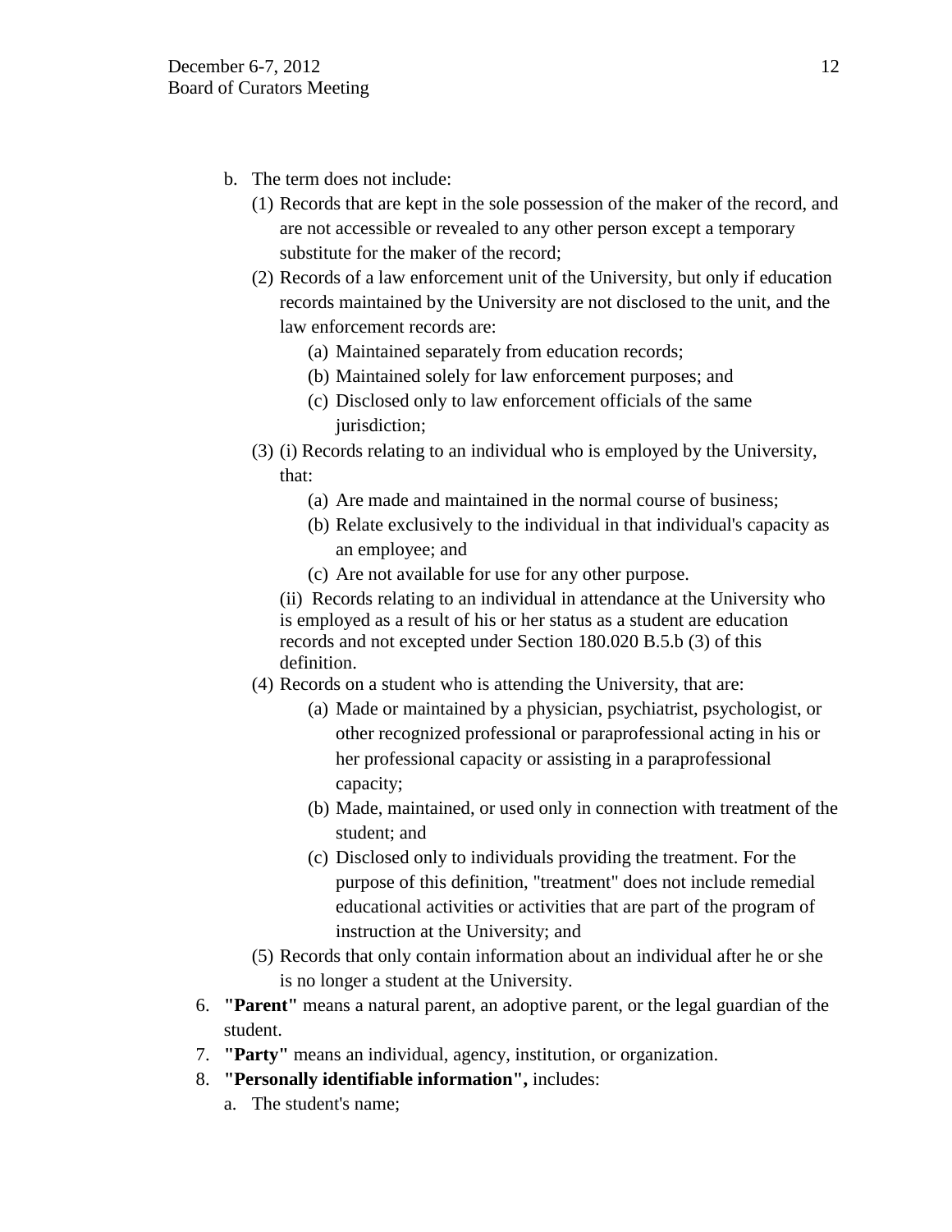b. The term does not include:
   (1) Records that are kept in the sole possession of the maker of the record, and are not accessible or revealed to any other person except a temporary substitute for the maker of the record;
   (2) Records of a law enforcement unit of the University, but only if education records maintained by the University are not disclosed to the unit, and the law enforcement records are:
      (a) Maintained separately from education records;
      (b) Maintained solely for law enforcement purposes; and
      (c) Disclosed only to law enforcement officials of the same jurisdiction;
   (3) (i) Records relating to an individual who is employed by the University, that:
      (a) Are made and maintained in the normal course of business;
      (b) Relate exclusively to the individual in that individual's capacity as an employee; and
      (c) Are not available for use for any other purpose.

      (ii) Records relating to an individual in attendance at the University who is employed as a result of his or her status as a student are education records and not excepted under Section 180.020 B.5.b (3) of this definition.
   (4) Records on a student who is attending the University, that are:
      (a) Made or maintained by a physician, psychiatrist, psychologist, or other recognized professional or paraprofessional acting in his or her professional capacity or assisting in a paraprofessional capacity;
      (b) Made, maintained, or used only in connection with treatment of the student; and
      (c) Disclosed only to individuals providing the treatment. For the purpose of this definition, "treatment" does not include remedial educational activities or activities that are part of the program of instruction at the University; and
   (5) Records that only contain information about an individual after he or she is no longer a student at the University.

6. **"Parent"** means a natural parent, an adoptive parent, or the legal guardian of the student.
7. **"Party"** means an individual, agency, institution, or organization.
8. **"Personally identifiable information",** includes:
   a. The student's name;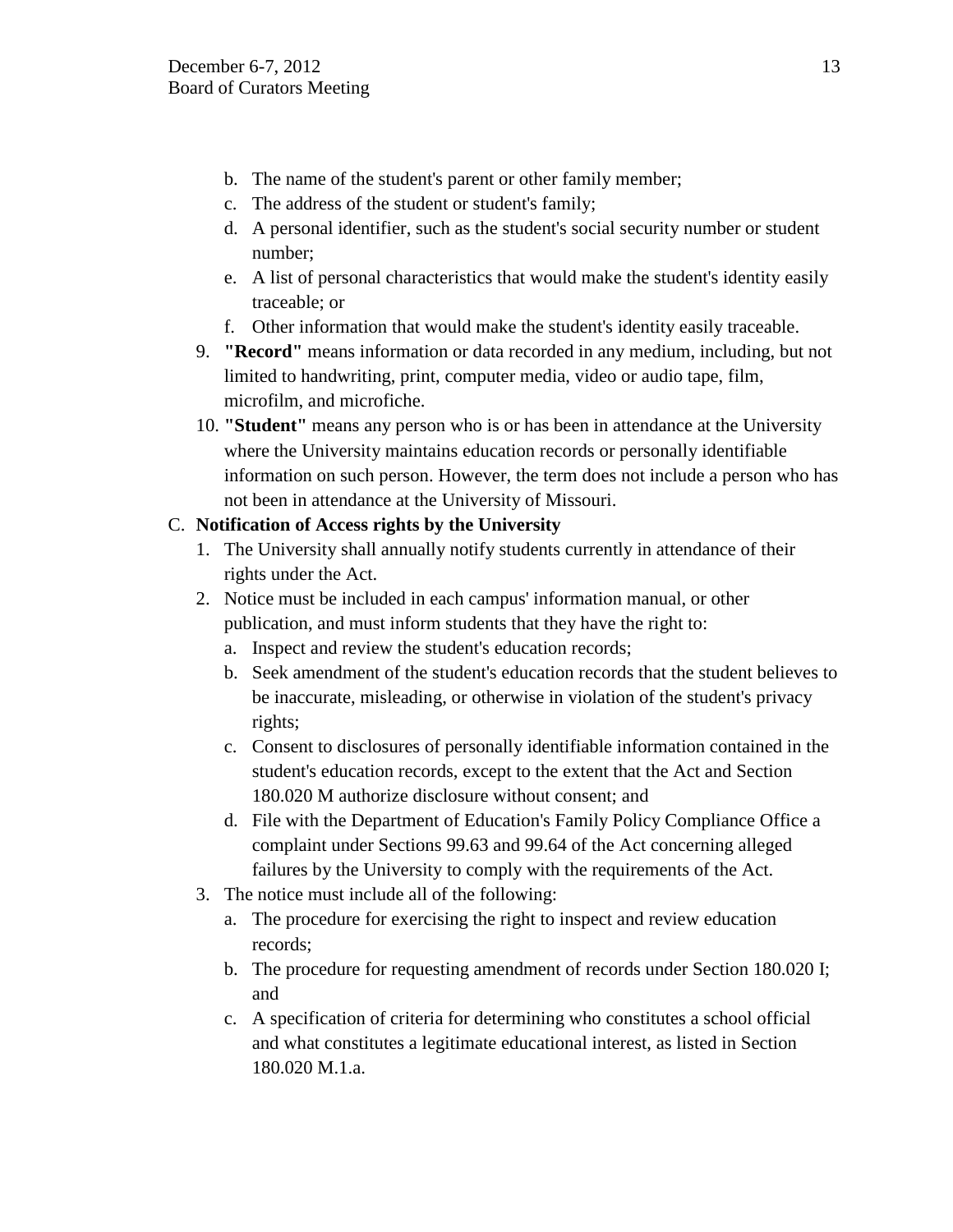b. The name of the student's parent or other family member;
   c. The address of the student or student's family;
   d. A personal identifier, such as the student's social security number or student number;
   e. A list of personal characteristics that would make the student's identity easily traceable; or
   f. Other information that would make the student's identity easily traceable.
9. **"Record"** means information or data recorded in any medium, including, but not limited to handwriting, print, computer media, video or audio tape, film, microfilm, and microfiche.
10. **"Student"** means any person who is or has been in attendance at the University where the University maintains education records or personally identifiable information on such person. However, the term does not include a person who has not been in attendance at the University of Missouri.

C. **Notification of Access rights by the University**

1. The University shall annually notify students currently in attendance of their rights under the Act.
2. Notice must be included in each campus' information manual, or other publication, and must inform students that they have the right to:
   a. Inspect and review the student's education records;
   b. Seek amendment of the student's education records that the student believes to be inaccurate, misleading, or otherwise in violation of the student's privacy rights;
   c. Consent to disclosures of personally identifiable information contained in the student's education records, except to the extent that the Act and Section 180.020 M authorize disclosure without consent; and
   d. File with the Department of Education's Family Policy Compliance Office a complaint under Sections 99.63 and 99.64 of the Act concerning alleged failures by the University to comply with the requirements of the Act.
3. The notice must include all of the following:
   a. The procedure for exercising the right to inspect and review education records;
   b. The procedure for requesting amendment of records under Section 180.020 I; and
   c. A specification of criteria for determining who constitutes a school official and what constitutes a legitimate educational interest, as listed in Section 180.020 M.1.a.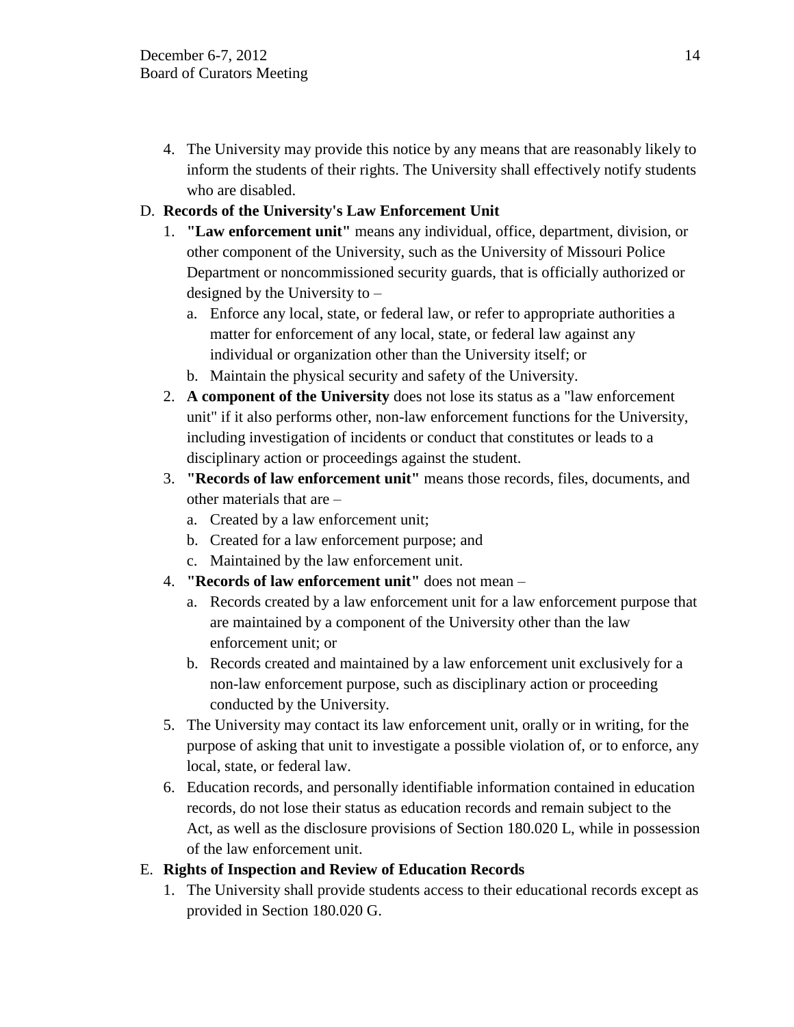4. The University may provide this notice by any means that are reasonably likely to inform the students of their rights. The University shall effectively notify students who are disabled.

D. **Records of the University's Law Enforcement Unit**

   1. **"Law enforcement unit"** means any individual, office, department, division, or other component of the University, such as the University of Missouri Police Department or noncommissioned security guards, that is officially authorized or designed by the University to –
      a. Enforce any local, state, or federal law, or refer to appropriate authorities a matter for enforcement of any local, state, or federal law against any individual or organization other than the University itself; or
      b. Maintain the physical security and safety of the University.
   2. **A component of the University** does not lose its status as a "law enforcement unit" if it also performs other, non-law enforcement functions for the University, including investigation of incidents or conduct that constitutes or leads to a disciplinary action or proceedings against the student.
   3. **"Records of law enforcement unit"** means those records, files, documents, and other materials that are –
      a. Created by a law enforcement unit;
      b. Created for a law enforcement purpose; and
      c. Maintained by the law enforcement unit.
   4. **"Records of law enforcement unit"** does not mean –
      a. Records created by a law enforcement unit for a law enforcement purpose that are maintained by a component of the University other than the law enforcement unit; or
      b. Records created and maintained by a law enforcement unit exclusively for a non-law enforcement purpose, such as disciplinary action or proceeding conducted by the University.
   5. The University may contact its law enforcement unit, orally or in writing, for the purpose of asking that unit to investigate a possible violation of, or to enforce, any local, state, or federal law.
   6. Education records, and personally identifiable information contained in education records, do not lose their status as education records and remain subject to the Act, as well as the disclosure provisions of Section 180.020 L, while in possession of the law enforcement unit.

E. **Rights of Inspection and Review of Education Records**

   1. The University shall provide students access to their educational records except as provided in Section 180.020 G.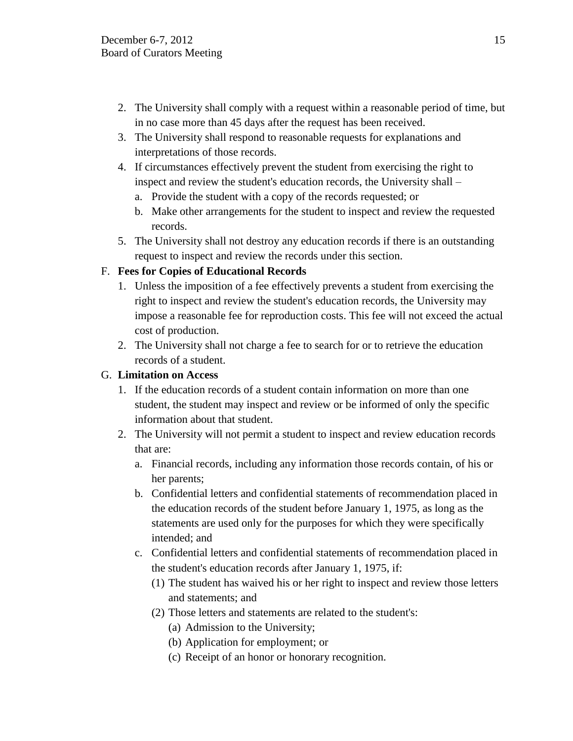2. The University shall comply with a request within a reasonable period of time, but in no case more than 45 days after the request has been received.
3. The University shall respond to reasonable requests for explanations and interpretations of those records.
4. If circumstances effectively prevent the student from exercising the right to inspect and review the student's education records, the University shall –
   a. Provide the student with a copy of the records requested; or
   b. Make other arrangements for the student to inspect and review the requested records.
5. The University shall not destroy any education records if there is an outstanding request to inspect and review the records under this section.

F. **Fees for Copies of Educational Records**

1. Unless the imposition of a fee effectively prevents a student from exercising the right to inspect and review the student's education records, the University may impose a reasonable fee for reproduction costs. This fee will not exceed the actual cost of production.
2. The University shall not charge a fee to search for or to retrieve the education records of a student.

G. **Limitation on Access**

1. If the education records of a student contain information on more than one student, the student may inspect and review or be informed of only the specific information about that student.
2. The University will not permit a student to inspect and review education records that are:
   a. Financial records, including any information those records contain, of his or her parents;
   b. Confidential letters and confidential statements of recommendation placed in the education records of the student before January 1, 1975, as long as the statements are used only for the purposes for which they were specifically intended; and
   c. Confidential letters and confidential statements of recommendation placed in the student's education records after January 1, 1975, if:
      (1) The student has waived his or her right to inspect and review those letters and statements; and
      (2) Those letters and statements are related to the student's:
         (a) Admission to the University;
         (b) Application for employment; or
         (c) Receipt of an honor or honorary recognition.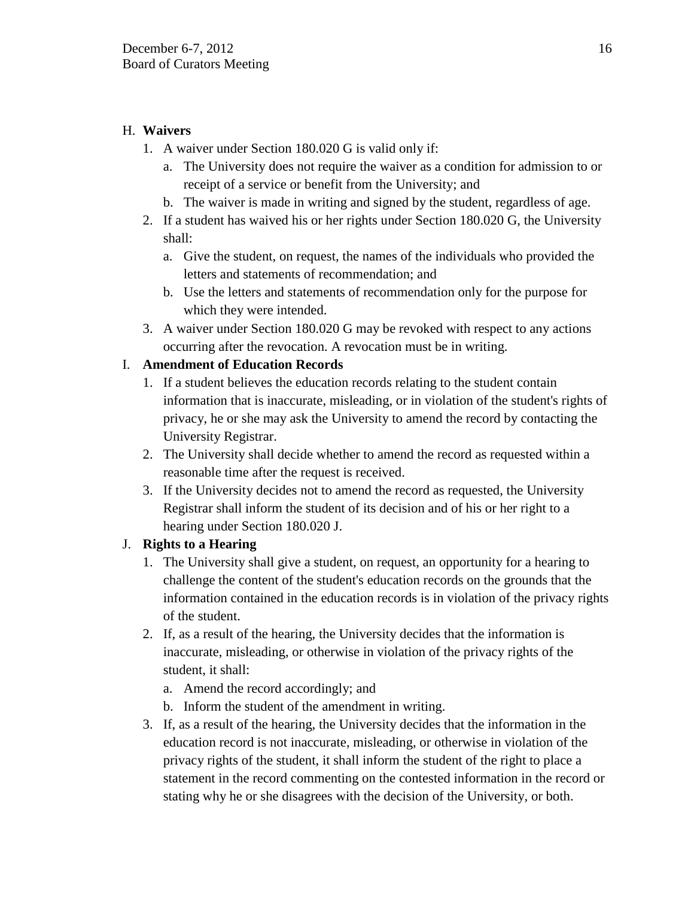H. **Waivers**

1. A waiver under Section 180.020 G is valid only if:
   a. The University does not require the waiver as a condition for admission to or receipt of a service or benefit from the University; and
   b. The waiver is made in writing and signed by the student, regardless of age.
2. If a student has waived his or her rights under Section 180.020 G, the University shall:
   a. Give the student, on request, the names of the individuals who provided the letters and statements of recommendation; and
   b. Use the letters and statements of recommendation only for the purpose for which they were intended.
3. A waiver under Section 180.020 G may be revoked with respect to any actions occurring after the revocation. A revocation must be in writing.

I. **Amendment of Education Records**

1. If a student believes the education records relating to the student contain information that is inaccurate, misleading, or in violation of the student's rights of privacy, he or she may ask the University to amend the record by contacting the University Registrar.
2. The University shall decide whether to amend the record as requested within a reasonable time after the request is received.
3. If the University decides not to amend the record as requested, the University Registrar shall inform the student of its decision and of his or her right to a hearing under Section 180.020 J.

J. **Rights to a Hearing**

1. The University shall give a student, on request, an opportunity for a hearing to challenge the content of the student's education records on the grounds that the information contained in the education records is in violation of the privacy rights of the student.
2. If, as a result of the hearing, the University decides that the information is inaccurate, misleading, or otherwise in violation of the privacy rights of the student, it shall:
   a. Amend the record accordingly; and
   b. Inform the student of the amendment in writing.
3. If, as a result of the hearing, the University decides that the information in the education record is not inaccurate, misleading, or otherwise in violation of the privacy rights of the student, it shall inform the student of the right to place a statement in the record commenting on the contested information in the record or stating why he or she disagrees with the decision of the University, or both.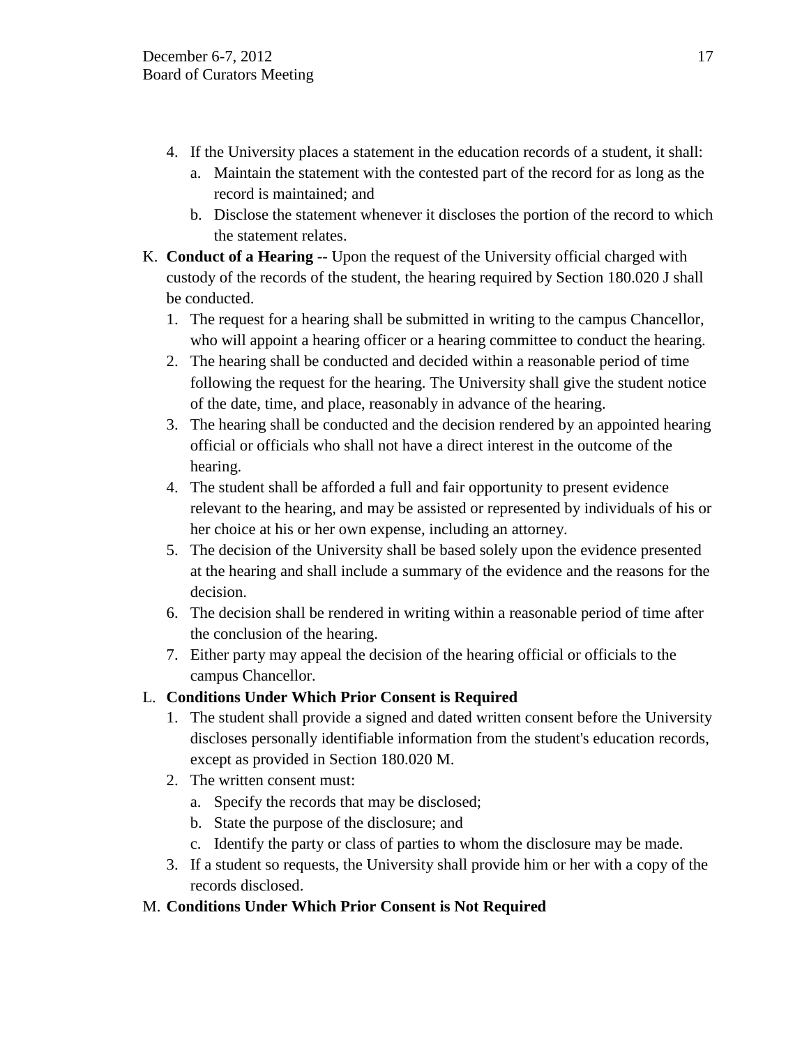4. If the University places a statement in the education records of a student, it shall:
   a. Maintain the statement with the contested part of the record for as long as the record is maintained; and
   b. Disclose the statement whenever it discloses the portion of the record to which the statement relates.

K. **Conduct of a Hearing** -- Upon the request of the University official charged with custody of the records of the student, the hearing required by Section 180.020 J shall be conducted.
   1. The request for a hearing shall be submitted in writing to the campus Chancellor, who will appoint a hearing officer or a hearing committee to conduct the hearing.
   2. The hearing shall be conducted and decided within a reasonable period of time following the request for the hearing. The University shall give the student notice of the date, time, and place, reasonably in advance of the hearing.
   3. The hearing shall be conducted and the decision rendered by an appointed hearing official or officials who shall not have a direct interest in the outcome of the hearing.
   4. The student shall be afforded a full and fair opportunity to present evidence relevant to the hearing, and may be assisted or represented by individuals of his or her choice at his or her own expense, including an attorney.
   5. The decision of the University shall be based solely upon the evidence presented at the hearing and shall include a summary of the evidence and the reasons for the decision.
   6. The decision shall be rendered in writing within a reasonable period of time after the conclusion of the hearing.
   7. Either party may appeal the decision of the hearing official or officials to the campus Chancellor.

L. **Conditions Under Which Prior Consent is Required**
   1. The student shall provide a signed and dated written consent before the University discloses personally identifiable information from the student's education records, except as provided in Section 180.020 M.
   2. The written consent must:
      a. Specify the records that may be disclosed;
      b. State the purpose of the disclosure; and
      c. Identify the party or class of parties to whom the disclosure may be made.
   3. If a student so requests, the University shall provide him or her with a copy of the records disclosed.

M. **Conditions Under Which Prior Consent is Not Required**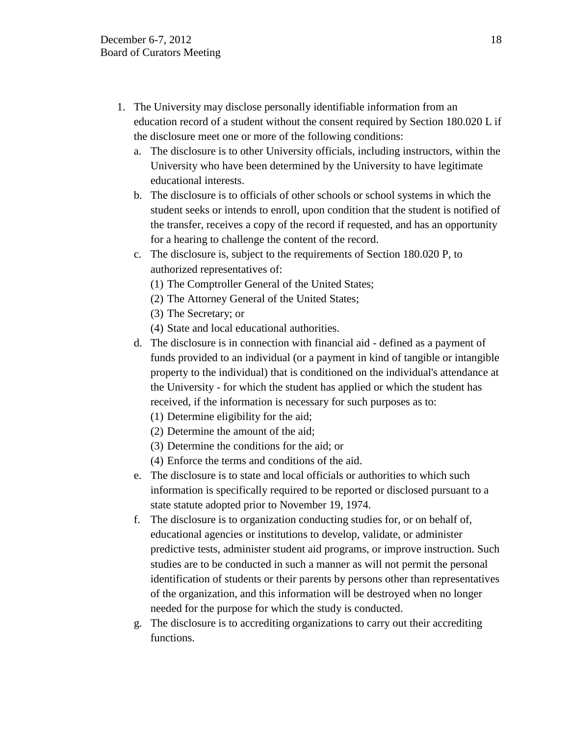1. The University may disclose personally identifiable information from an education record of a student without the consent required by Section 180.020 L if the disclosure meet one or more of the following conditions:
   a. The disclosure is to other University officials, including instructors, within the University who have been determined by the University to have legitimate educational interests.
   b. The disclosure is to officials of other schools or school systems in which the student seeks or intends to enroll, upon condition that the student is notified of the transfer, receives a copy of the record if requested, and has an opportunity for a hearing to challenge the content of the record.
   c. The disclosure is, subject to the requirements of Section 180.020 P, to authorized representatives of:
      (1) The Comptroller General of the United States;
      (2) The Attorney General of the United States;
      (3) The Secretary; or
      (4) State and local educational authorities.
   d. The disclosure is in connection with financial aid - defined as a payment of funds provided to an individual (or a payment in kind of tangible or intangible property to the individual) that is conditioned on the individual's attendance at the University - for which the student has applied or which the student has received, if the information is necessary for such purposes as to:
      (1) Determine eligibility for the aid;
      (2) Determine the amount of the aid;
      (3) Determine the conditions for the aid; or
      (4) Enforce the terms and conditions of the aid.
   e. The disclosure is to state and local officials or authorities to which such information is specifically required to be reported or disclosed pursuant to a state statute adopted prior to November 19, 1974.
   f. The disclosure is to organization conducting studies for, or on behalf of, educational agencies or institutions to develop, validate, or administer predictive tests, administer student aid programs, or improve instruction. Such studies are to be conducted in such a manner as will not permit the personal identification of students or their parents by persons other than representatives of the organization, and this information will be destroyed when no longer needed for the purpose for which the study is conducted.
   g. The disclosure is to accrediting organizations to carry out their accrediting functions.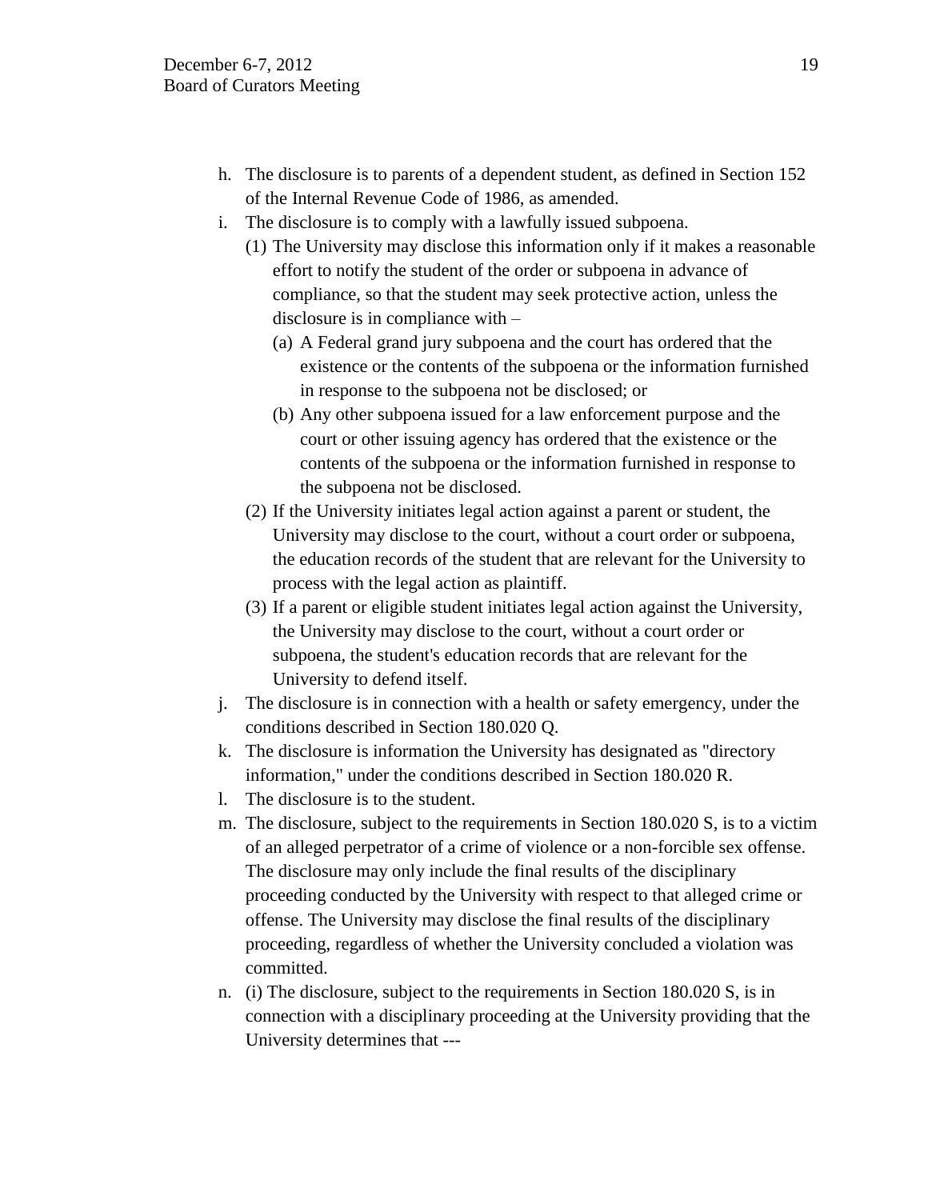h. The disclosure is to parents of a dependent student, as defined in Section 152 of the Internal Revenue Code of 1986, as amended.

i. The disclosure is to comply with a lawfully issued subpoena.

   (1) The University may disclose this information only if it makes a reasonable effort to notify the student of the order or subpoena in advance of compliance, so that the student may seek protective action, unless the disclosure is in compliance with –

      (a) A Federal grand jury subpoena and the court has ordered that the existence or the contents of the subpoena or the information furnished in response to the subpoena not be disclosed; or

      (b) Any other subpoena issued for a law enforcement purpose and the court or other issuing agency has ordered that the existence or the contents of the subpoena or the information furnished in response to the subpoena not be disclosed.

   (2) If the University initiates legal action against a parent or student, the University may disclose to the court, without a court order or subpoena, the education records of the student that are relevant for the University to process with the legal action as plaintiff.

   (3) If a parent or eligible student initiates legal action against the University, the University may disclose to the court, without a court order or subpoena, the student's education records that are relevant for the University to defend itself.

j. The disclosure is in connection with a health or safety emergency, under the conditions described in Section 180.020 Q.

k. The disclosure is information the University has designated as "directory information," under the conditions described in Section 180.020 R.

l. The disclosure is to the student.

m. The disclosure, subject to the requirements in Section 180.020 S, is to a victim of an alleged perpetrator of a crime of violence or a non-forcible sex offense. The disclosure may only include the final results of the disciplinary proceeding conducted by the University with respect to that alleged crime or offense. The University may disclose the final results of the disciplinary proceeding, regardless of whether the University concluded a violation was committed.

n. (i) The disclosure, subject to the requirements in Section 180.020 S, is in connection with a disciplinary proceeding at the University providing that the University determines that ---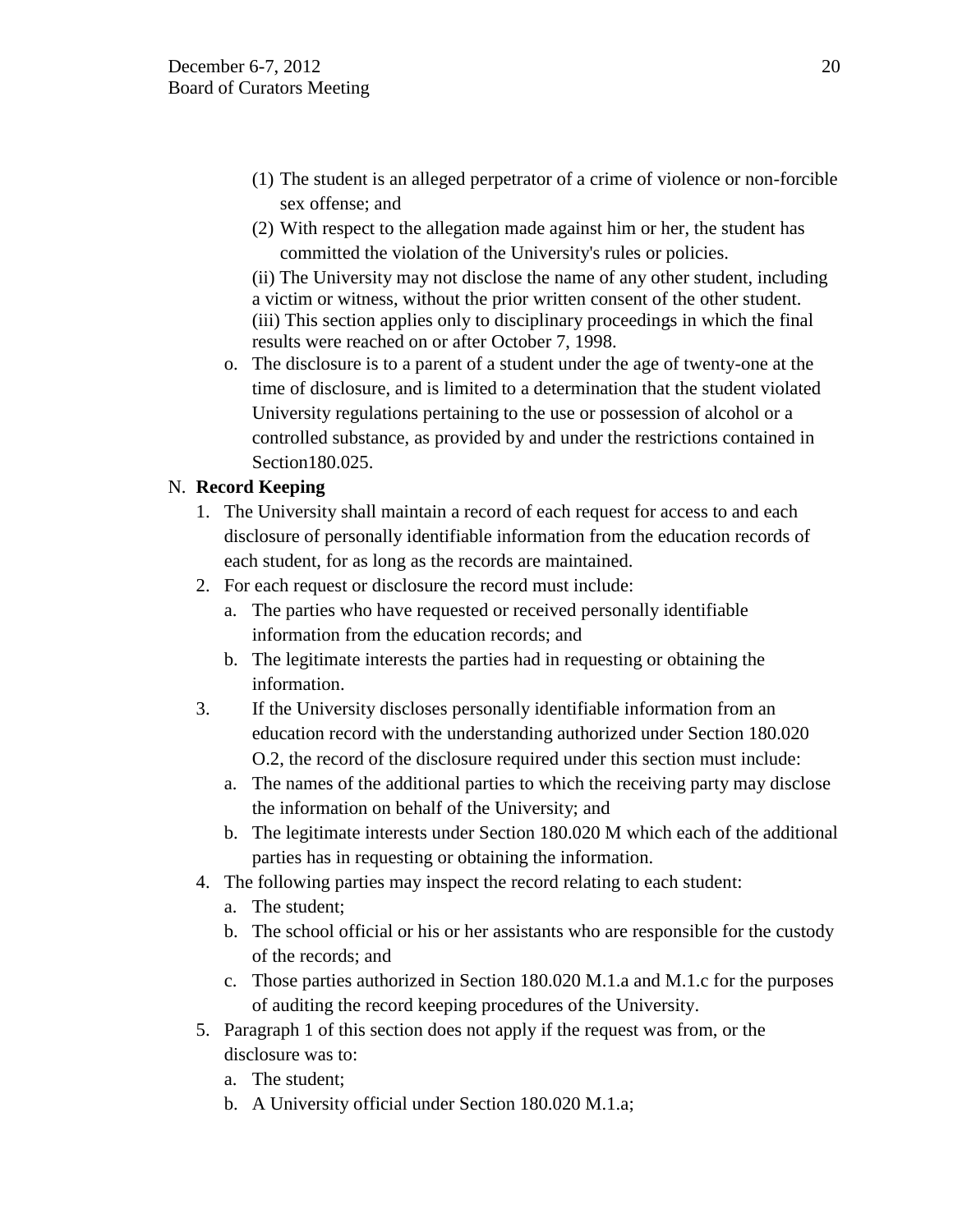(1) The student is an alleged perpetrator of a crime of violence or non-forcible sex offense; and

(2) With respect to the allegation made against him or her, the student has committed the violation of the University's rules or policies.

(ii) The University may not disclose the name of any other student, including a victim or witness, without the prior written consent of the other student.

(iii) This section applies only to disciplinary proceedings in which the final results were reached on or after October 7, 1998.

o. The disclosure is to a parent of a student under the age of twenty-one at the time of disclosure, and is limited to a determination that the student violated University regulations pertaining to the use or possession of alcohol or a controlled substance, as provided by and under the restrictions contained in Section180.025.

N. **Record Keeping**

1. The University shall maintain a record of each request for access to and each disclosure of personally identifiable information from the education records of each student, for as long as the records are maintained.
2. For each request or disclosure the record must include:
   a. The parties who have requested or received personally identifiable information from the education records; and
   b. The legitimate interests the parties had in requesting or obtaining the information.
3. If the University discloses personally identifiable information from an education record with the understanding authorized under Section 180.020 O.2, the record of the disclosure required under this section must include:
   a. The names of the additional parties to which the receiving party may disclose the information on behalf of the University; and
   b. The legitimate interests under Section 180.020 M which each of the additional parties has in requesting or obtaining the information.
4. The following parties may inspect the record relating to each student:
   a. The student;
   b. The school official or his or her assistants who are responsible for the custody of the records; and
   c. Those parties authorized in Section 180.020 M.1.a and M.1.c for the purposes of auditing the record keeping procedures of the University.
5. Paragraph 1 of this section does not apply if the request was from, or the disclosure was to:
   a. The student;
   b. A University official under Section 180.020 M.1.a;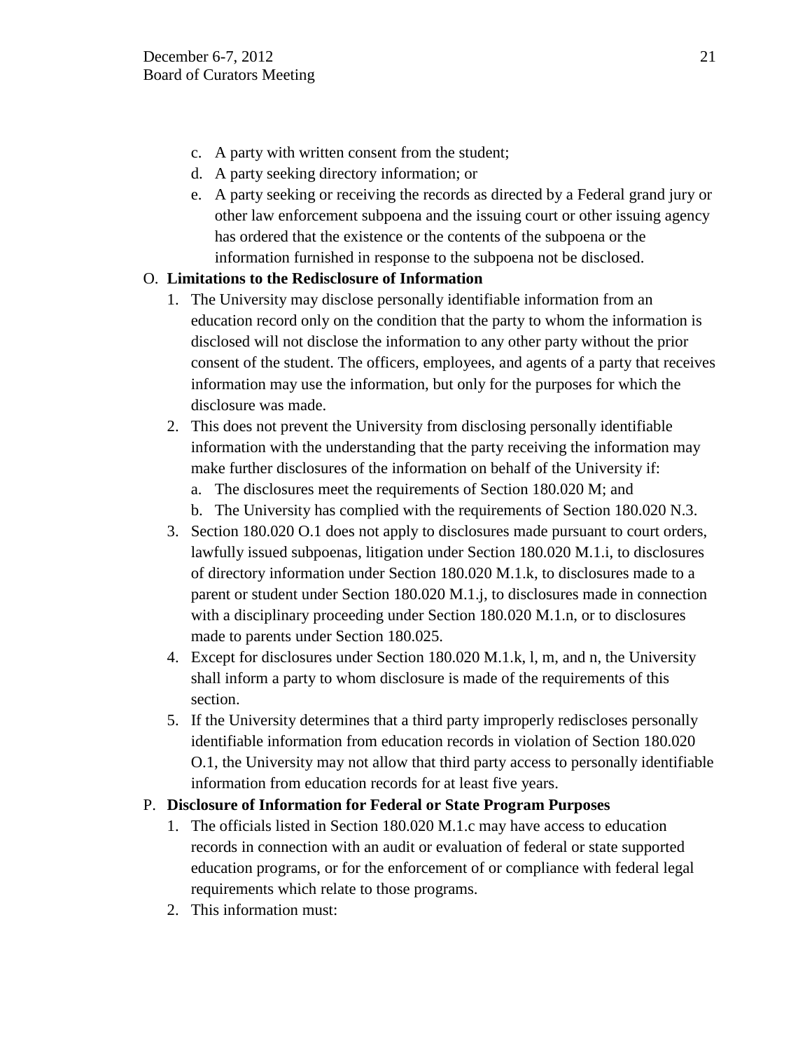c. A party with written consent from the student;
d. A party seeking directory information; or
e. A party seeking or receiving the records as directed by a Federal grand jury or other law enforcement subpoena and the issuing court or other issuing agency has ordered that the existence or the contents of the subpoena or the information furnished in response to the subpoena not be disclosed.

O. **Limitations to the Redisclosure of Information**

1. The University may disclose personally identifiable information from an education record only on the condition that the party to whom the information is disclosed will not disclose the information to any other party without the prior consent of the student. The officers, employees, and agents of a party that receives information may use the information, but only for the purposes for which the disclosure was made.
2. This does not prevent the University from disclosing personally identifiable information with the understanding that the party receiving the information may make further disclosures of the information on behalf of the University if:
   a. The disclosures meet the requirements of Section 180.020 M; and
   b. The University has complied with the requirements of Section 180.020 N.3.
3. Section 180.020 O.1 does not apply to disclosures made pursuant to court orders, lawfully issued subpoenas, litigation under Section 180.020 M.1.i, to disclosures of directory information under Section 180.020 M.1.k, to disclosures made to a parent or student under Section 180.020 M.1.j, to disclosures made in connection with a disciplinary proceeding under Section 180.020 M.1.n, or to disclosures made to parents under Section 180.025.
4. Except for disclosures under Section 180.020 M.1.k, l, m, and n, the University shall inform a party to whom disclosure is made of the requirements of this section.
5. If the University determines that a third party improperly rediscloses personally identifiable information from education records in violation of Section 180.020 O.1, the University may not allow that third party access to personally identifiable information from education records for at least five years.

P. **Disclosure of Information for Federal or State Program Purposes**

1. The officials listed in Section 180.020 M.1.c may have access to education records in connection with an audit or evaluation of federal or state supported education programs, or for the enforcement of or compliance with federal legal requirements which relate to those programs.
2. This information must: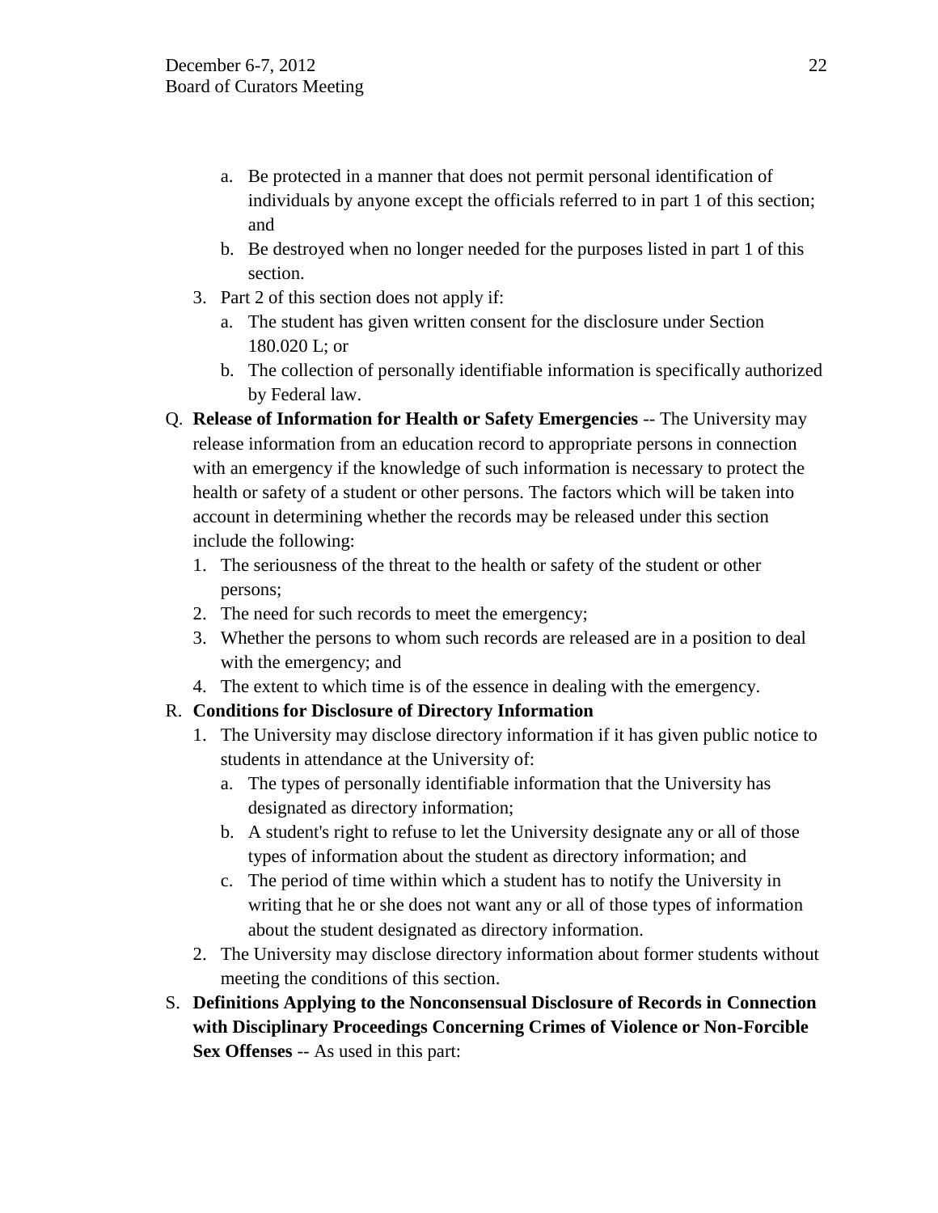a. Be protected in a manner that does not permit personal identification of individuals by anyone except the officials referred to in part 1 of this section; and
   b. Be destroyed when no longer needed for the purposes listed in part 1 of this section.
3. Part 2 of this section does not apply if:
   a. The student has given written consent for the disclosure under Section 180.020 L; or
   b. The collection of personally identifiable information is specifically authorized by Federal law.

Q. **Release of Information for Health or Safety Emergencies** -- The University may release information from an education record to appropriate persons in connection with an emergency if the knowledge of such information is necessary to protect the health or safety of a student or other persons. The factors which will be taken into account in determining whether the records may be released under this section include the following:
   1. The seriousness of the threat to the health or safety of the student or other persons;
   2. The need for such records to meet the emergency;
   3. Whether the persons to whom such records are released are in a position to deal with the emergency; and
   4. The extent to which time is of the essence in dealing with the emergency.

R. **Conditions for Disclosure of Directory Information**
   1. The University may disclose directory information if it has given public notice to students in attendance at the University of:
      a. The types of personally identifiable information that the University has designated as directory information;
      b. A student's right to refuse to let the University designate any or all of those types of information about the student as directory information; and
      c. The period of time within which a student has to notify the University in writing that he or she does not want any or all of those types of information about the student designated as directory information.
   2. The University may disclose directory information about former students without meeting the conditions of this section.

S. **Definitions Applying to the Nonconsensual Disclosure of Records in Connection with Disciplinary Proceedings Concerning Crimes of Violence or Non-Forcible Sex Offenses** -- As used in this part: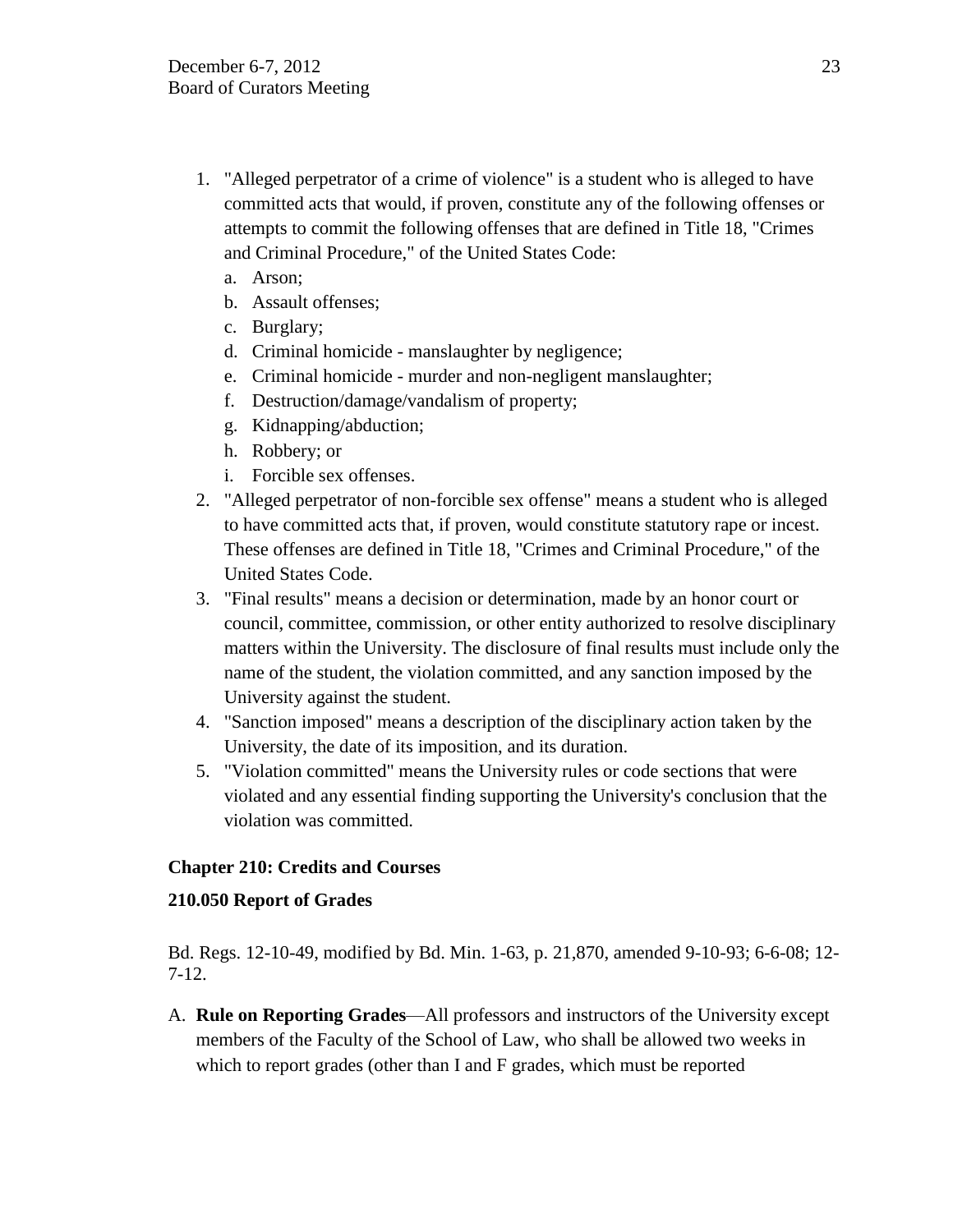1. "Alleged perpetrator of a crime of violence" is a student who is alleged to have committed acts that would, if proven, constitute any of the following offenses or attempts to commit the following offenses that are defined in Title 18, "Crimes and Criminal Procedure," of the United States Code:
   a. Arson;
   b. Assault offenses;
   c. Burglary;
   d. Criminal homicide - manslaughter by negligence;
   e. Criminal homicide - murder and non-negligent manslaughter;
   f. Destruction/damage/vandalism of property;
   g. Kidnapping/abduction;
   h. Robbery; or
   i. Forcible sex offenses.
2. "Alleged perpetrator of non-forcible sex offense" means a student who is alleged to have committed acts that, if proven, would constitute statutory rape or incest. These offenses are defined in Title 18, "Crimes and Criminal Procedure," of the United States Code.
3. "Final results" means a decision or determination, made by an honor court or council, committee, commission, or other entity authorized to resolve disciplinary matters within the University. The disclosure of final results must include only the name of the student, the violation committed, and any sanction imposed by the University against the student.
4. "Sanction imposed" means a description of the disciplinary action taken by the University, the date of its imposition, and its duration.
5. "Violation committed" means the University rules or code sections that were violated and any essential finding supporting the University's conclusion that the violation was committed.

**Chapter 210: Credits and Courses**

**210.050 Report of Grades**

Bd. Regs. 12-10-49, modified by Bd. Min. 1-63, p. 21,870, amended 9-10-93; 6-6-08; 12-7-12.

A. **Rule on Reporting Grades**—All professors and instructors of the University except members of the Faculty of the School of Law, who shall be allowed two weeks in which to report grades (other than I and F grades, which must be reported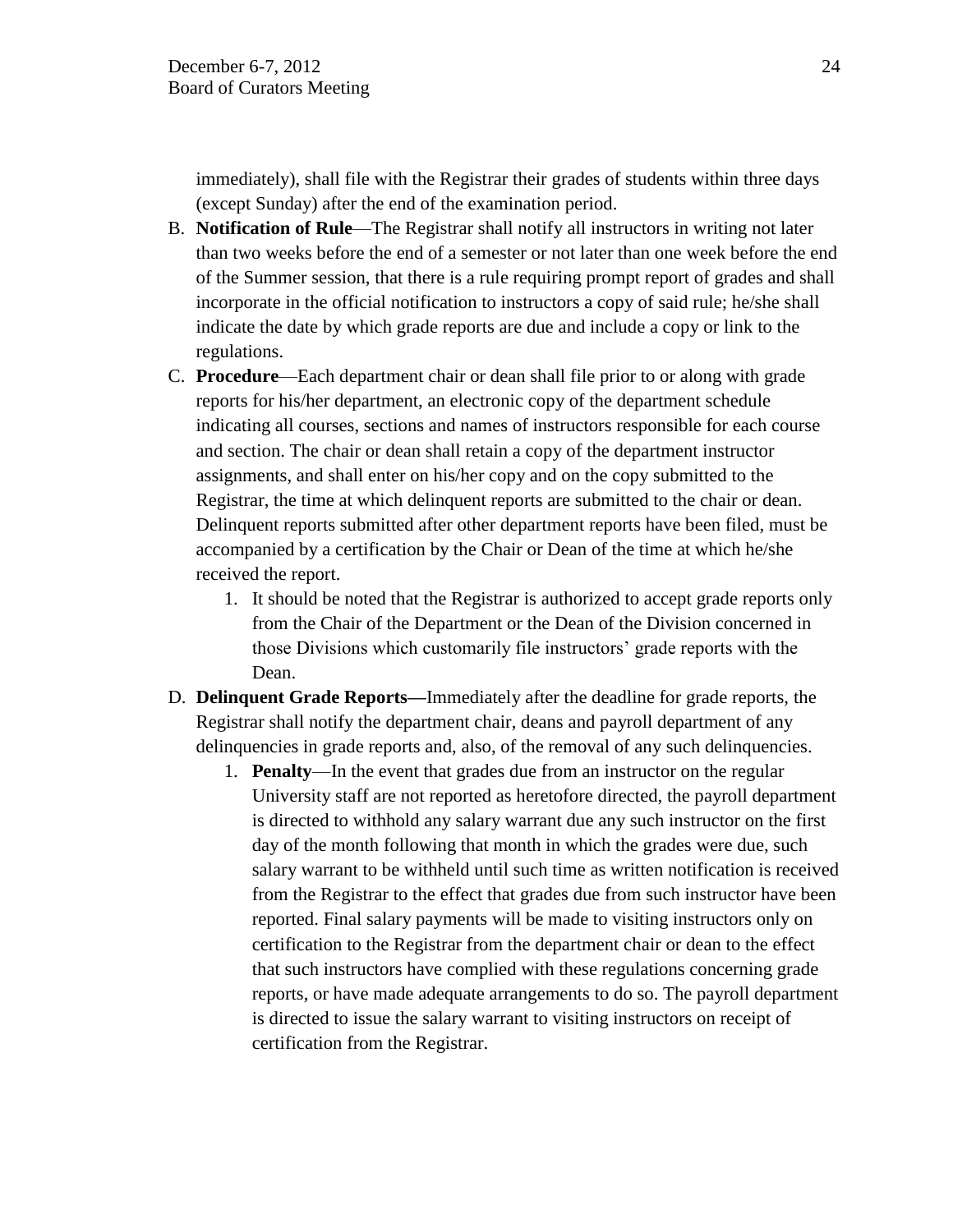immediately), shall file with the Registrar their grades of students within three days (except Sunday) after the end of the examination period.

B. **Notification of Rule**—The Registrar shall notify all instructors in writing not later than two weeks before the end of a semester or not later than one week before the end of the Summer session, that there is a rule requiring prompt report of grades and shall incorporate in the official notification to instructors a copy of said rule; he/she shall indicate the date by which grade reports are due and include a copy or link to the regulations.

C. **Procedure**—Each department chair or dean shall file prior to or along with grade reports for his/her department, an electronic copy of the department schedule indicating all courses, sections and names of instructors responsible for each course and section. The chair or dean shall retain a copy of the department instructor assignments, and shall enter on his/her copy and on the copy submitted to the Registrar, the time at which delinquent reports are submitted to the chair or dean. Delinquent reports submitted after other department reports have been filed, must be accompanied by a certification by the Chair or Dean of the time at which he/she received the report.

   1. It should be noted that the Registrar is authorized to accept grade reports only from the Chair of the Department or the Dean of the Division concerned in those Divisions which customarily file instructors' grade reports with the Dean.

D. **Delinquent Grade Reports—**Immediately after the deadline for grade reports, the Registrar shall notify the department chair, deans and payroll department of any delinquencies in grade reports and, also, of the removal of any such delinquencies.

   1. **Penalty**—In the event that grades due from an instructor on the regular University staff are not reported as heretofore directed, the payroll department is directed to withhold any salary warrant due any such instructor on the first day of the month following that month in which the grades were due, such salary warrant to be withheld until such time as written notification is received from the Registrar to the effect that grades due from such instructor have been reported. Final salary payments will be made to visiting instructors only on certification to the Registrar from the department chair or dean to the effect that such instructors have complied with these regulations concerning grade reports, or have made adequate arrangements to do so. The payroll department is directed to issue the salary warrant to visiting instructors on receipt of certification from the Registrar.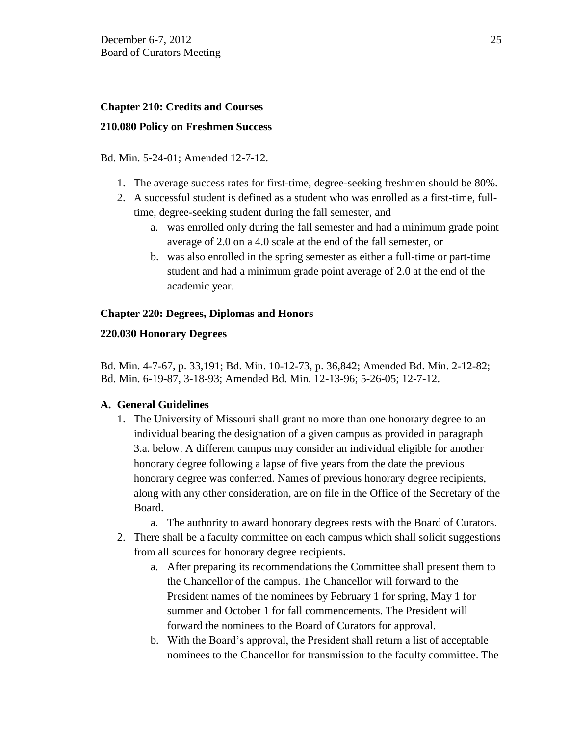## Chapter 210: Credits and Courses

### 210.080 Policy on Freshmen Success

Bd. Min. 5-24-01; Amended 12-7-12.

1. The average success rates for first-time, degree-seeking freshmen should be 80%.
2. A successful student is defined as a student who was enrolled as a first-time, full-time, degree-seeking student during the fall semester, and
    a. was enrolled only during the fall semester and had a minimum grade point average of 2.0 on a 4.0 scale at the end of the fall semester, or
    b. was also enrolled in the spring semester as either a full-time or part-time student and had a minimum grade point average of 2.0 at the end of the academic year.

## Chapter 220: Degrees, Diplomas and Honors

### 220.030 Honorary Degrees

Bd. Min. 4-7-67, p. 33,191; Bd. Min. 10-12-73, p. 36,842; Amended Bd. Min. 2-12-82; Bd. Min. 6-19-87, 3-18-93; Amended Bd. Min. 12-13-96; 5-26-05; 12-7-12.

**A. General Guidelines**

1. The University of Missouri shall grant no more than one honorary degree to an individual bearing the designation of a given campus as provided in paragraph 3.a. below. A different campus may consider an individual eligible for another honorary degree following a lapse of five years from the date the previous honorary degree was conferred. Names of previous honorary degree recipients, along with any other consideration, are on file in the Office of the Secretary of the Board.
    a. The authority to award honorary degrees rests with the Board of Curators.
2. There shall be a faculty committee on each campus which shall solicit suggestions from all sources for honorary degree recipients.
    a. After preparing its recommendations the Committee shall present them to the Chancellor of the campus. The Chancellor will forward to the President names of the nominees by February 1 for spring, May 1 for summer and October 1 for fall commencements. The President will forward the nominees to the Board of Curators for approval.
    b. With the Board's approval, the President shall return a list of acceptable nominees to the Chancellor for transmission to the faculty committee. The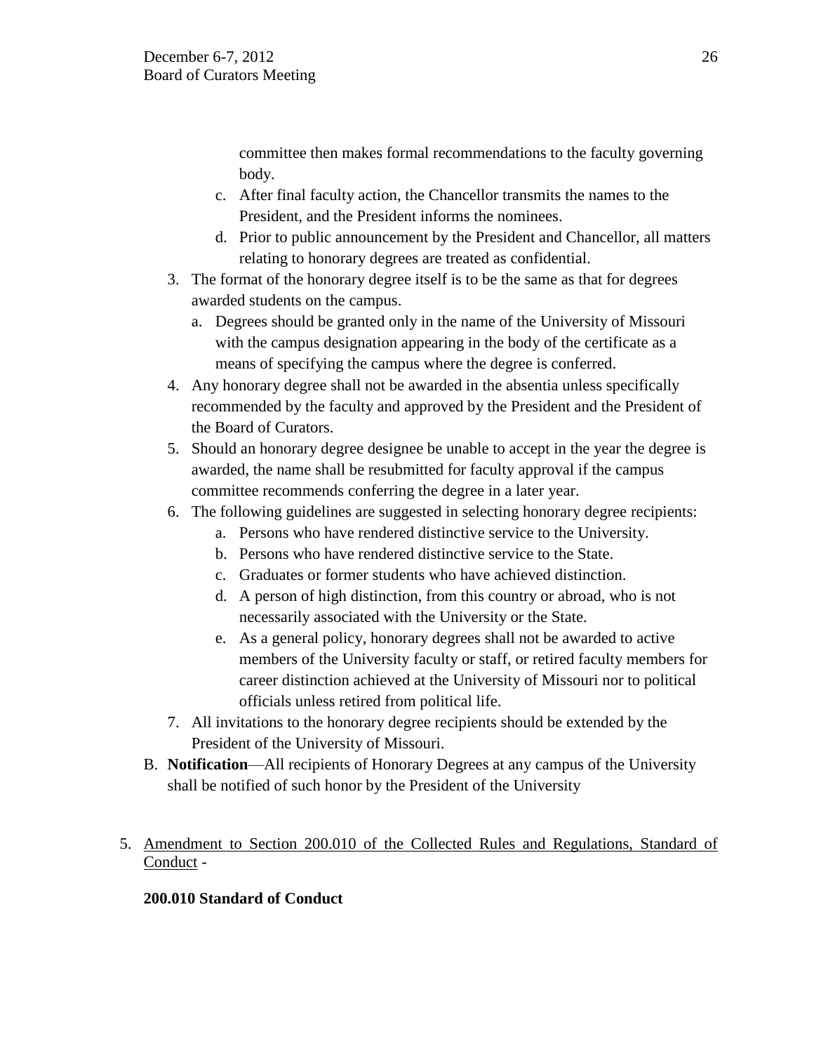committee then makes formal recommendations to the faculty governing body.

   c. After final faculty action, the Chancellor transmits the names to the President, and the President informs the nominees.
   d. Prior to public announcement by the President and Chancellor, all matters relating to honorary degrees are treated as confidential.

3. The format of the honorary degree itself is to be the same as that for degrees awarded students on the campus.
   a. Degrees should be granted only in the name of the University of Missouri with the campus designation appearing in the body of the certificate as a means of specifying the campus where the degree is conferred.
4. Any honorary degree shall not be awarded in the absentia unless specifically recommended by the faculty and approved by the President and the President of the Board of Curators.
5. Should an honorary degree designee be unable to accept in the year the degree is awarded, the name shall be resubmitted for faculty approval if the campus committee recommends conferring the degree in a later year.
6. The following guidelines are suggested in selecting honorary degree recipients:
   a. Persons who have rendered distinctive service to the University.
   b. Persons who have rendered distinctive service to the State.
   c. Graduates or former students who have achieved distinction.
   d. A person of high distinction, from this country or abroad, who is not necessarily associated with the University or the State.
   e. As a general policy, honorary degrees shall not be awarded to active members of the University faculty or staff, or retired faculty members for career distinction achieved at the University of Missouri nor to political officials unless retired from political life.
7. All invitations to the honorary degree recipients should be extended by the President of the University of Missouri.

B. **Notification**—All recipients of Honorary Degrees at any campus of the University shall be notified of such honor by the President of the University

5. Amendment to Section 200.010 of the Collected Rules and Regulations, Standard of Conduct -

**200.010 Standard of Conduct**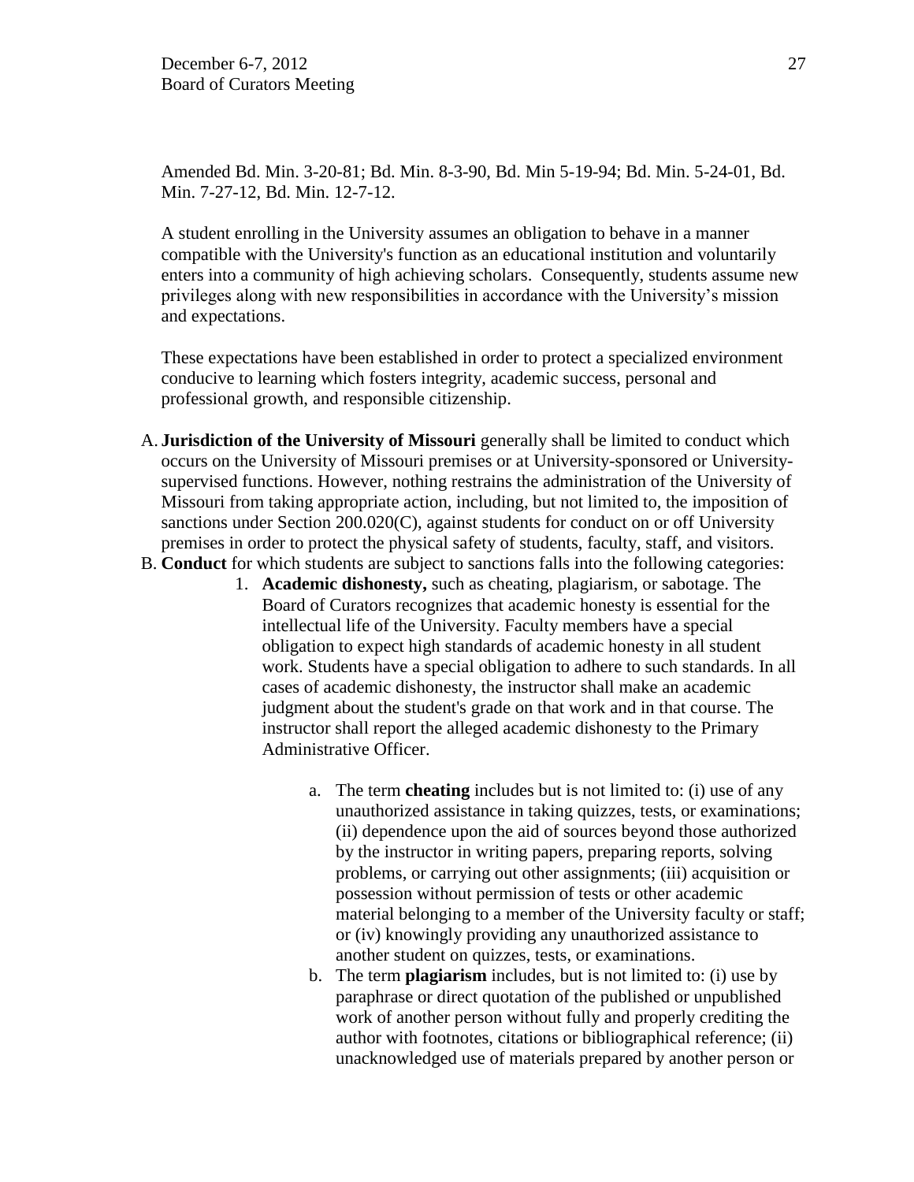Amended Bd. Min. 3-20-81; Bd. Min. 8-3-90, Bd. Min 5-19-94; Bd. Min. 5-24-01, Bd. Min. 7-27-12, Bd. Min. 12-7-12.

A student enrolling in the University assumes an obligation to behave in a manner compatible with the University's function as an educational institution and voluntarily enters into a community of high achieving scholars. Consequently, students assume new privileges along with new responsibilities in accordance with the University's mission and expectations.

These expectations have been established in order to protect a specialized environment conducive to learning which fosters integrity, academic success, personal and professional growth, and responsible citizenship.

A. **Jurisdiction of the University of Missouri** generally shall be limited to conduct which occurs on the University of Missouri premises or at University-sponsored or University-supervised functions. However, nothing restrains the administration of the University of Missouri from taking appropriate action, including, but not limited to, the imposition of sanctions under Section 200.020(C), against students for conduct on or off University premises in order to protect the physical safety of students, faculty, staff, and visitors.
B. **Conduct** for which students are subject to sanctions falls into the following categories:
   1. **Academic dishonesty,** such as cheating, plagiarism, or sabotage. The Board of Curators recognizes that academic honesty is essential for the intellectual life of the University. Faculty members have a special obligation to expect high standards of academic honesty in all student work. Students have a special obligation to adhere to such standards. In all cases of academic dishonesty, the instructor shall make an academic judgment about the student's grade on that work and in that course. The instructor shall report the alleged academic dishonesty to the Primary Administrative Officer.
      a. The term **cheating** includes but is not limited to: (i) use of any unauthorized assistance in taking quizzes, tests, or examinations; (ii) dependence upon the aid of sources beyond those authorized by the instructor in writing papers, preparing reports, solving problems, or carrying out other assignments; (iii) acquisition or possession without permission of tests or other academic material belonging to a member of the University faculty or staff; or (iv) knowingly providing any unauthorized assistance to another student on quizzes, tests, or examinations.
      b. The term **plagiarism** includes, but is not limited to: (i) use by paraphrase or direct quotation of the published or unpublished work of another person without fully and properly crediting the author with footnotes, citations or bibliographical reference; (ii) unacknowledged use of materials prepared by another person or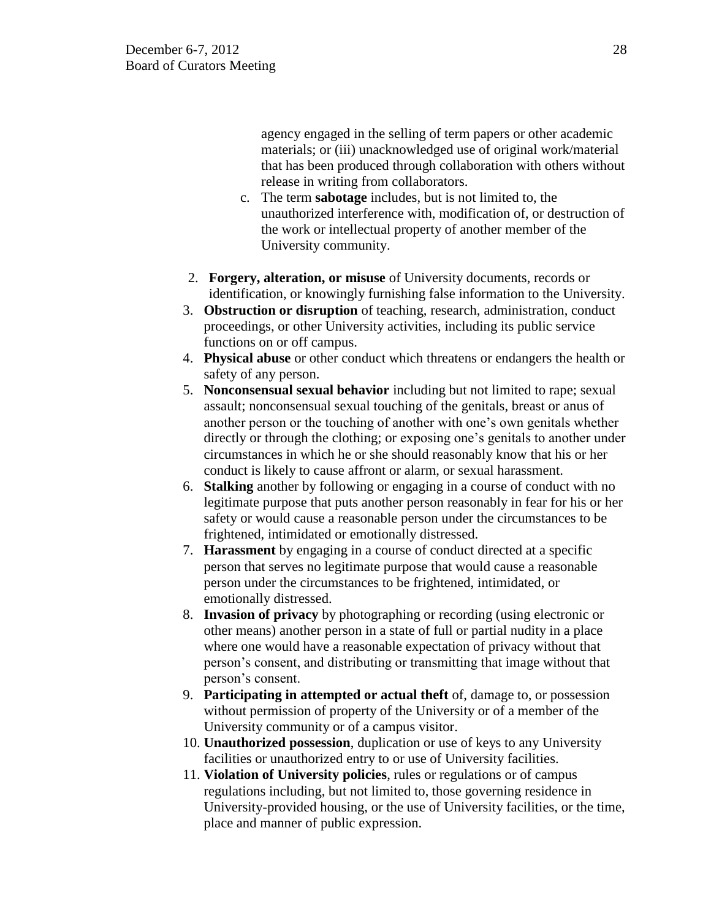agency engaged in the selling of term papers or other academic materials; or (iii) unacknowledged use of original work/material that has been produced through collaboration with others without release in writing from collaborators.

c. The term **sabotage** includes, but is not limited to, the unauthorized interference with, modification of, or destruction of the work or intellectual property of another member of the University community.

2. **Forgery, alteration, or misuse** of University documents, records or identification, or knowingly furnishing false information to the University.
3. **Obstruction or disruption** of teaching, research, administration, conduct proceedings, or other University activities, including its public service functions on or off campus.
4. **Physical abuse** or other conduct which threatens or endangers the health or safety of any person.
5. **Nonconsensual sexual behavior** including but not limited to rape; sexual assault; nonconsensual sexual touching of the genitals, breast or anus of another person or the touching of another with one's own genitals whether directly or through the clothing; or exposing one's genitals to another under circumstances in which he or she should reasonably know that his or her conduct is likely to cause affront or alarm, or sexual harassment.
6. **Stalking** another by following or engaging in a course of conduct with no legitimate purpose that puts another person reasonably in fear for his or her safety or would cause a reasonable person under the circumstances to be frightened, intimidated or emotionally distressed.
7. **Harassment** by engaging in a course of conduct directed at a specific person that serves no legitimate purpose that would cause a reasonable person under the circumstances to be frightened, intimidated, or emotionally distressed.
8. **Invasion of privacy** by photographing or recording (using electronic or other means) another person in a state of full or partial nudity in a place where one would have a reasonable expectation of privacy without that person's consent, and distributing or transmitting that image without that person's consent.
9. **Participating in attempted or actual theft** of, damage to, or possession without permission of property of the University or of a member of the University community or of a campus visitor.
10. **Unauthorized possession**, duplication or use of keys to any University facilities or unauthorized entry to or use of University facilities.
11. **Violation of University policies**, rules or regulations or of campus regulations including, but not limited to, those governing residence in University-provided housing, or the use of University facilities, or the time, place and manner of public expression.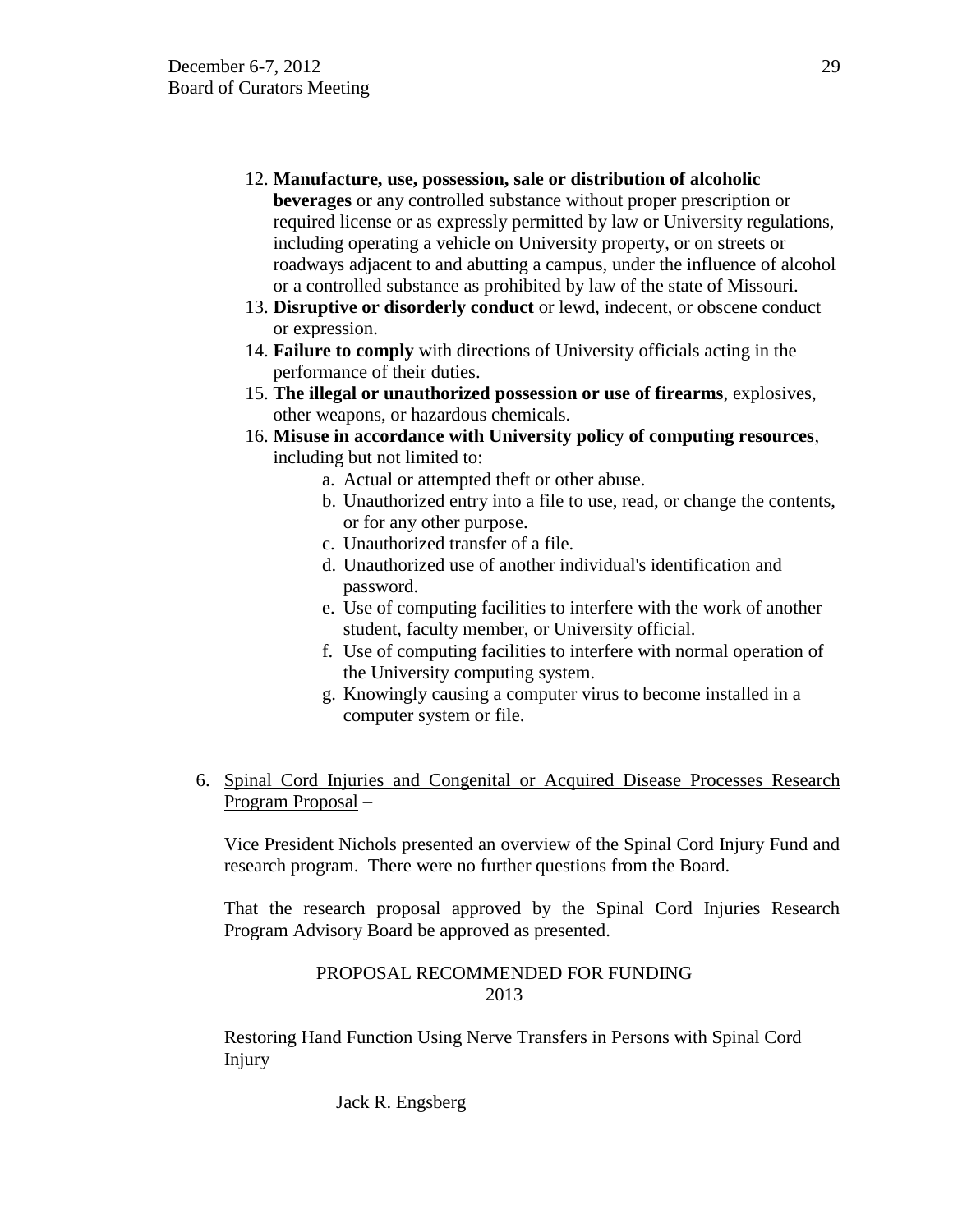12. **Manufacture, use, possession, sale or distribution of alcoholic beverages** or any controlled substance without proper prescription or required license or as expressly permitted by law or University regulations, including operating a vehicle on University property, or on streets or roadways adjacent to and abutting a campus, under the influence of alcohol or a controlled substance as prohibited by law of the state of Missouri.
13. **Disruptive or disorderly conduct** or lewd, indecent, or obscene conduct or expression.
14. **Failure to comply** with directions of University officials acting in the performance of their duties.
15. **The illegal or unauthorized possession or use of firearms**, explosives, other weapons, or hazardous chemicals.
16. **Misuse in accordance with University policy of computing resources**, including but not limited to:
    a. Actual or attempted theft or other abuse.
    b. Unauthorized entry into a file to use, read, or change the contents, or for any other purpose.
    c. Unauthorized transfer of a file.
    d. Unauthorized use of another individual's identification and password.
    e. Use of computing facilities to interfere with the work of another student, faculty member, or University official.
    f. Use of computing facilities to interfere with normal operation of the University computing system.
    g. Knowingly causing a computer virus to become installed in a computer system or file.

6. <u>Spinal Cord Injuries and Congenital or Acquired Disease Processes Research Program Proposal</u> –

   Vice President Nichols presented an overview of the Spinal Cord Injury Fund and research program. There were no further questions from the Board.

   That the research proposal approved by the Spinal Cord Injuries Research Program Advisory Board be approved as presented.

   PROPOSAL RECOMMENDED FOR FUNDING
   2013

   Restoring Hand Function Using Nerve Transfers in Persons with Spinal Cord Injury

   Jack R. Engsberg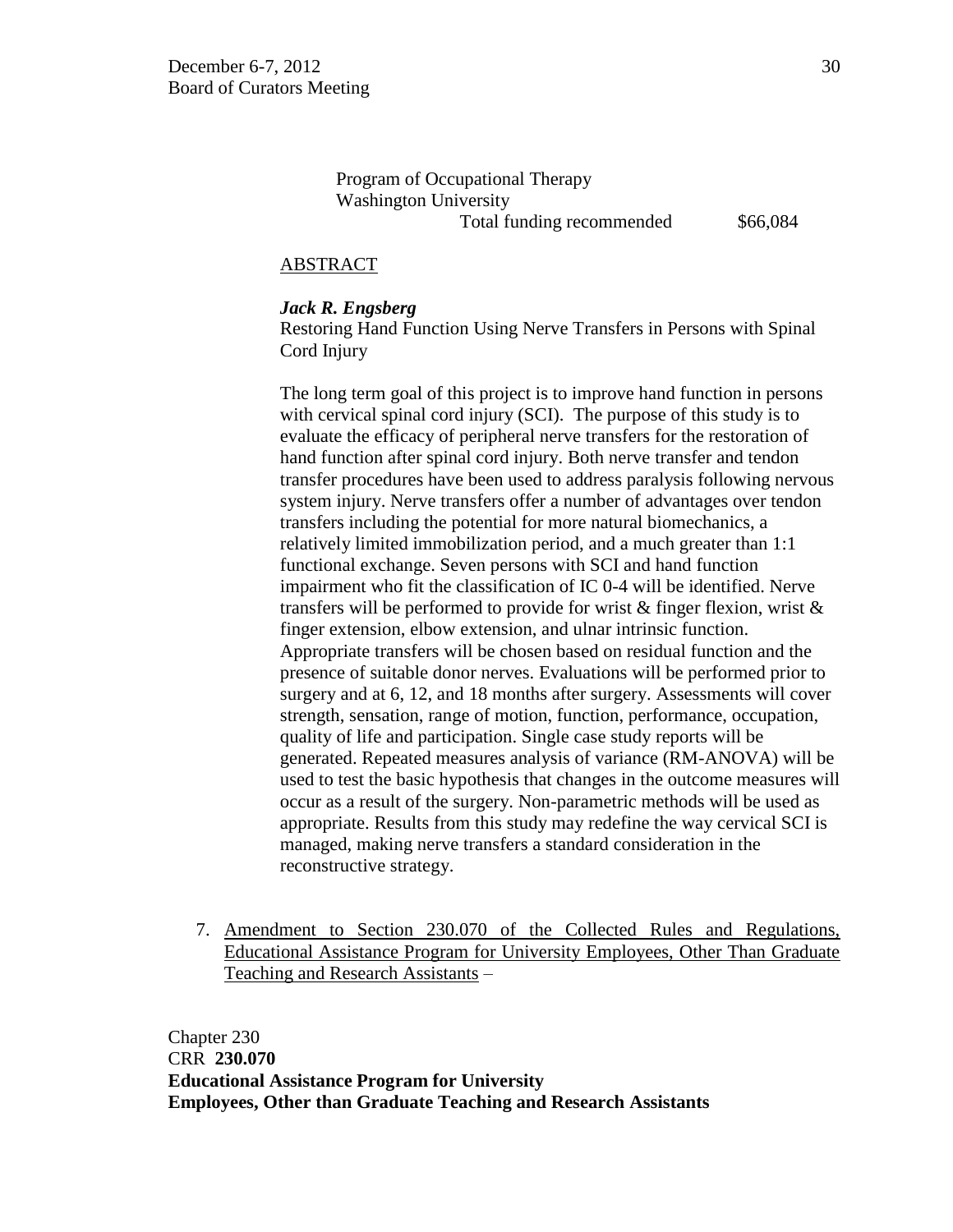Program of Occupational Therapy
Washington University
Total funding recommended $66,084

ABSTRACT

***Jack R. Engsberg***
Restoring Hand Function Using Nerve Transfers in Persons with Spinal Cord Injury

The long term goal of this project is to improve hand function in persons with cervical spinal cord injury (SCI). The purpose of this study is to evaluate the efficacy of peripheral nerve transfers for the restoration of hand function after spinal cord injury. Both nerve transfer and tendon transfer procedures have been used to address paralysis following nervous system injury. Nerve transfers offer a number of advantages over tendon transfers including the potential for more natural biomechanics, a relatively limited immobilization period, and a much greater than 1:1 functional exchange. Seven persons with SCI and hand function impairment who fit the classification of IC 0-4 will be identified. Nerve transfers will be performed to provide for wrist & finger flexion, wrist & finger extension, elbow extension, and ulnar intrinsic function. Appropriate transfers will be chosen based on residual function and the presence of suitable donor nerves. Evaluations will be performed prior to surgery and at 6, 12, and 18 months after surgery. Assessments will cover strength, sensation, range of motion, function, performance, occupation, quality of life and participation. Single case study reports will be generated. Repeated measures analysis of variance (RM-ANOVA) will be used to test the basic hypothesis that changes in the outcome measures will occur as a result of the surgery. Non-parametric methods will be used as appropriate. Results from this study may redefine the way cervical SCI is managed, making nerve transfers a standard consideration in the reconstructive strategy.

7. Amendment to Section 230.070 of the Collected Rules and Regulations, Educational Assistance Program for University Employees, Other Than Graduate Teaching and Research Assistants –

Chapter 230
CRR **230.070**
**Educational Assistance Program for University Employees, Other than Graduate Teaching and Research Assistants**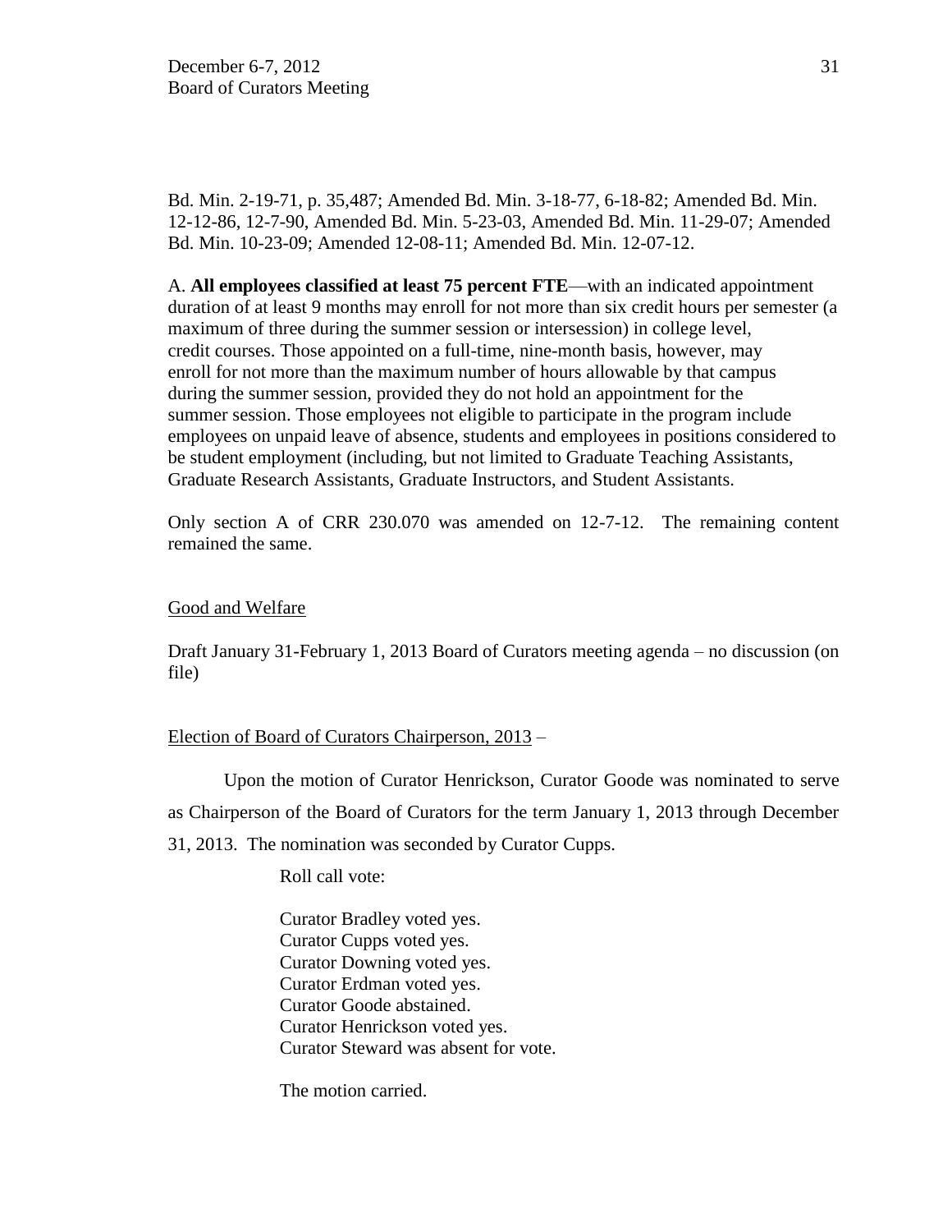Bd. Min. 2-19-71, p. 35,487; Amended Bd. Min. 3-18-77, 6-18-82; Amended Bd. Min. 12-12-86, 12-7-90, Amended Bd. Min. 5-23-03, Amended Bd. Min. 11-29-07; Amended Bd. Min. 10-23-09; Amended 12-08-11; Amended Bd. Min. 12-07-12.

A. **All employees classified at least 75 percent FTE**—with an indicated appointment duration of at least 9 months may enroll for not more than six credit hours per semester (a maximum of three during the summer session or intersession) in college level, credit courses. Those appointed on a full-time, nine-month basis, however, may enroll for not more than the maximum number of hours allowable by that campus during the summer session, provided they do not hold an appointment for the summer session. Those employees not eligible to participate in the program include employees on unpaid leave of absence, students and employees in positions considered to be student employment (including, but not limited to Graduate Teaching Assistants, Graduate Research Assistants, Graduate Instructors, and Student Assistants.

Only section A of CRR 230.070 was amended on 12-7-12. The remaining content remained the same.

Good and Welfare

Draft January 31-February 1, 2013 Board of Curators meeting agenda – no discussion (on file)

Election of Board of Curators Chairperson, 2013 –

Upon the motion of Curator Henrickson, Curator Goode was nominated to serve as Chairperson of the Board of Curators for the term January 1, 2013 through December 31, 2013. The nomination was seconded by Curator Cupps.

Roll call vote:

Curator Bradley voted yes.
Curator Cupps voted yes.
Curator Downing voted yes.
Curator Erdman voted yes.
Curator Goode abstained.
Curator Henrickson voted yes.
Curator Steward was absent for vote.

The motion carried.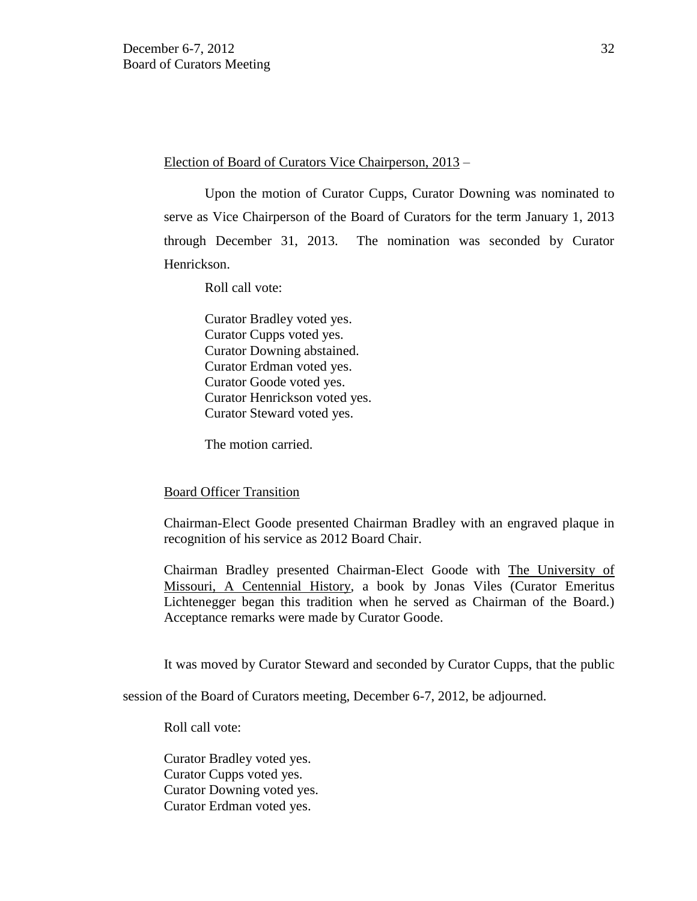Election of Board of Curators Vice Chairperson, 2013 –

Upon the motion of Curator Cupps, Curator Downing was nominated to serve as Vice Chairperson of the Board of Curators for the term January 1, 2013 through December 31, 2013. The nomination was seconded by Curator Henrickson.

Roll call vote:

Curator Bradley voted yes.
Curator Cupps voted yes.
Curator Downing abstained.
Curator Erdman voted yes.
Curator Goode voted yes.
Curator Henrickson voted yes.
Curator Steward voted yes.

The motion carried.

Board Officer Transition

Chairman-Elect Goode presented Chairman Bradley with an engraved plaque in recognition of his service as 2012 Board Chair.

Chairman Bradley presented Chairman-Elect Goode with The University of Missouri, A Centennial History, a book by Jonas Viles (Curator Emeritus Lichtenegger began this tradition when he served as Chairman of the Board.) Acceptance remarks were made by Curator Goode.

It was moved by Curator Steward and seconded by Curator Cupps, that the public session of the Board of Curators meeting, December 6-7, 2012, be adjourned.

Roll call vote:

Curator Bradley voted yes.
Curator Cupps voted yes.
Curator Downing voted yes.
Curator Erdman voted yes.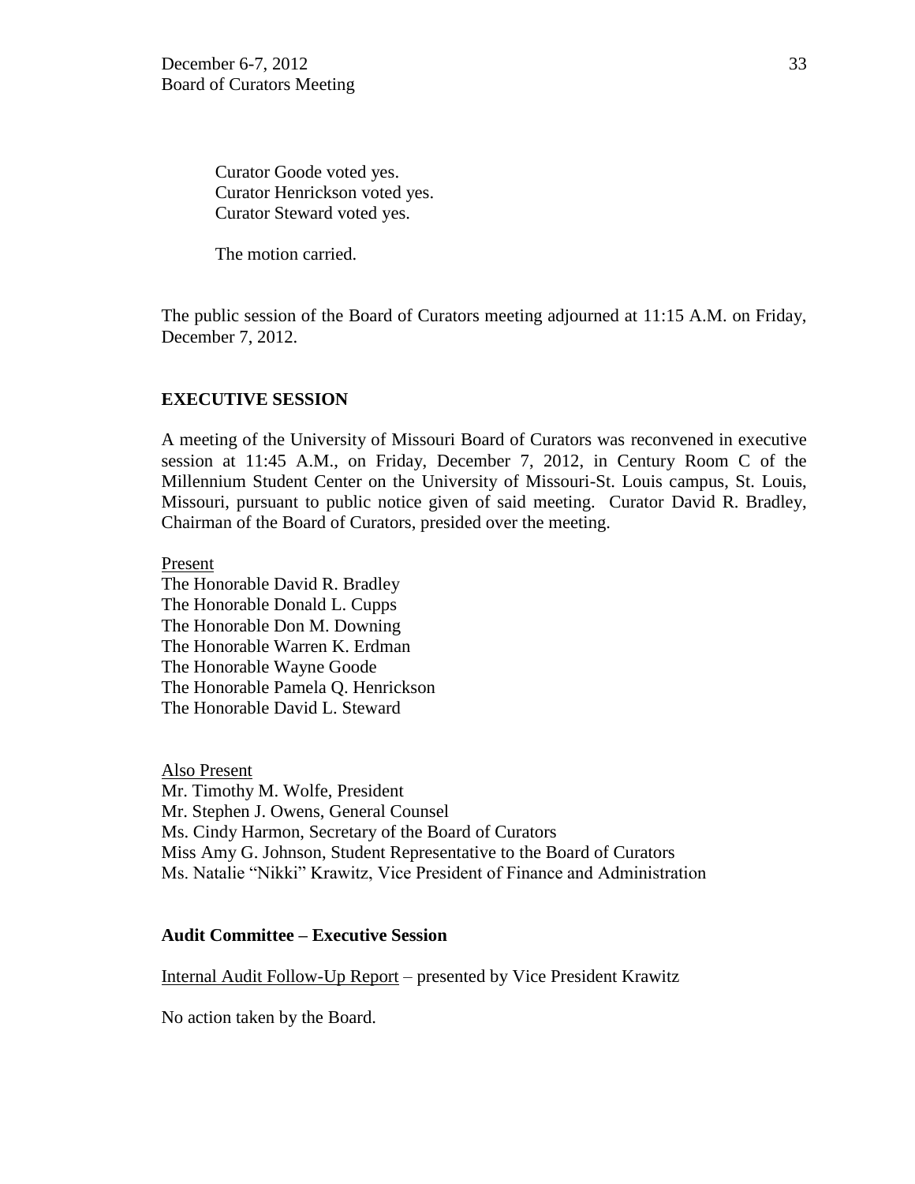Curator Goode voted yes.
Curator Henrickson voted yes.
Curator Steward voted yes.

The motion carried.

The public session of the Board of Curators meeting adjourned at 11:15 A.M. on Friday, December 7, 2012.

**EXECUTIVE SESSION**

A meeting of the University of Missouri Board of Curators was reconvened in executive session at 11:45 A.M., on Friday, December 7, 2012, in Century Room C of the Millennium Student Center on the University of Missouri-St. Louis campus, St. Louis, Missouri, pursuant to public notice given of said meeting. Curator David R. Bradley, Chairman of the Board of Curators, presided over the meeting.

Present
The Honorable David R. Bradley
The Honorable Donald L. Cupps
The Honorable Don M. Downing
The Honorable Warren K. Erdman
The Honorable Wayne Goode
The Honorable Pamela Q. Henrickson
The Honorable David L. Steward

Also Present
Mr. Timothy M. Wolfe, President
Mr. Stephen J. Owens, General Counsel
Ms. Cindy Harmon, Secretary of the Board of Curators
Miss Amy G. Johnson, Student Representative to the Board of Curators
Ms. Natalie "Nikki" Krawitz, Vice President of Finance and Administration

**Audit Committee – Executive Session**

Internal Audit Follow-Up Report – presented by Vice President Krawitz

No action taken by the Board.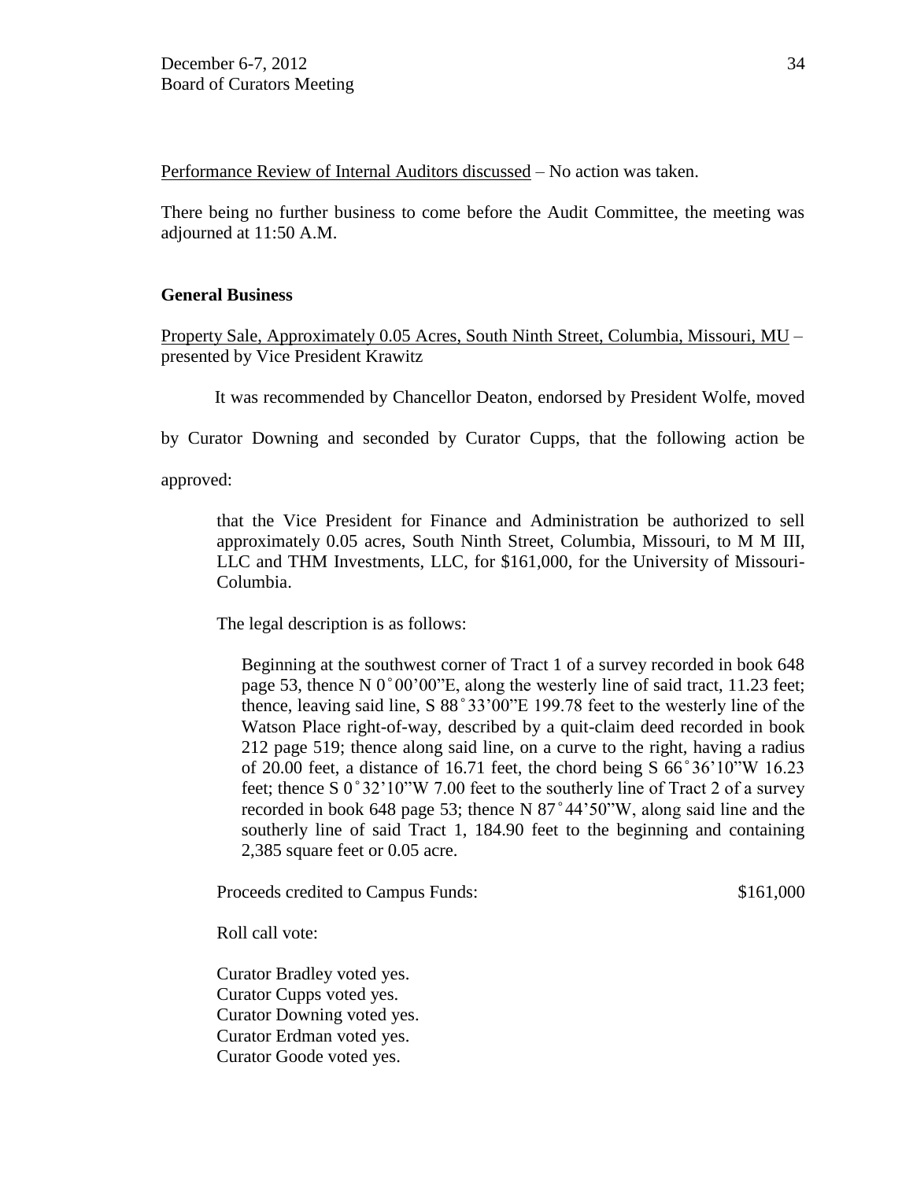Performance Review of Internal Auditors discussed – No action was taken.

There being no further business to come before the Audit Committee, the meeting was adjourned at 11:50 A.M.

**General Business**

Property Sale, Approximately 0.05 Acres, South Ninth Street, Columbia, Missouri, MU – presented by Vice President Krawitz

It was recommended by Chancellor Deaton, endorsed by President Wolfe, moved by Curator Downing and seconded by Curator Cupps, that the following action be approved:

> that the Vice President for Finance and Administration be authorized to sell approximately 0.05 acres, South Ninth Street, Columbia, Missouri, to M M III, LLC and THM Investments, LLC, for $161,000, for the University of Missouri-Columbia.
>
> The legal description is as follows:
>
> Beginning at the southwest corner of Tract 1 of a survey recorded in book 648 page 53, thence N 0˚00'00"E, along the westerly line of said tract, 11.23 feet; thence, leaving said line, S 88˚33'00"E 199.78 feet to the westerly line of the Watson Place right-of-way, described by a quit-claim deed recorded in book 212 page 519; thence along said line, on a curve to the right, having a radius of 20.00 feet, a distance of 16.71 feet, the chord being S 66˚36'10"W 16.23 feet; thence S 0˚32'10"W 7.00 feet to the southerly line of Tract 2 of a survey recorded in book 648 page 53; thence N 87˚44'50"W, along said line and the southerly line of said Tract 1, 184.90 feet to the beginning and containing 2,385 square feet or 0.05 acre.
>
> Proceeds credited to Campus Funds: $161,000
>
> Roll call vote:
>
> Curator Bradley voted yes.
> Curator Cupps voted yes.
> Curator Downing voted yes.
> Curator Erdman voted yes.
> Curator Goode voted yes.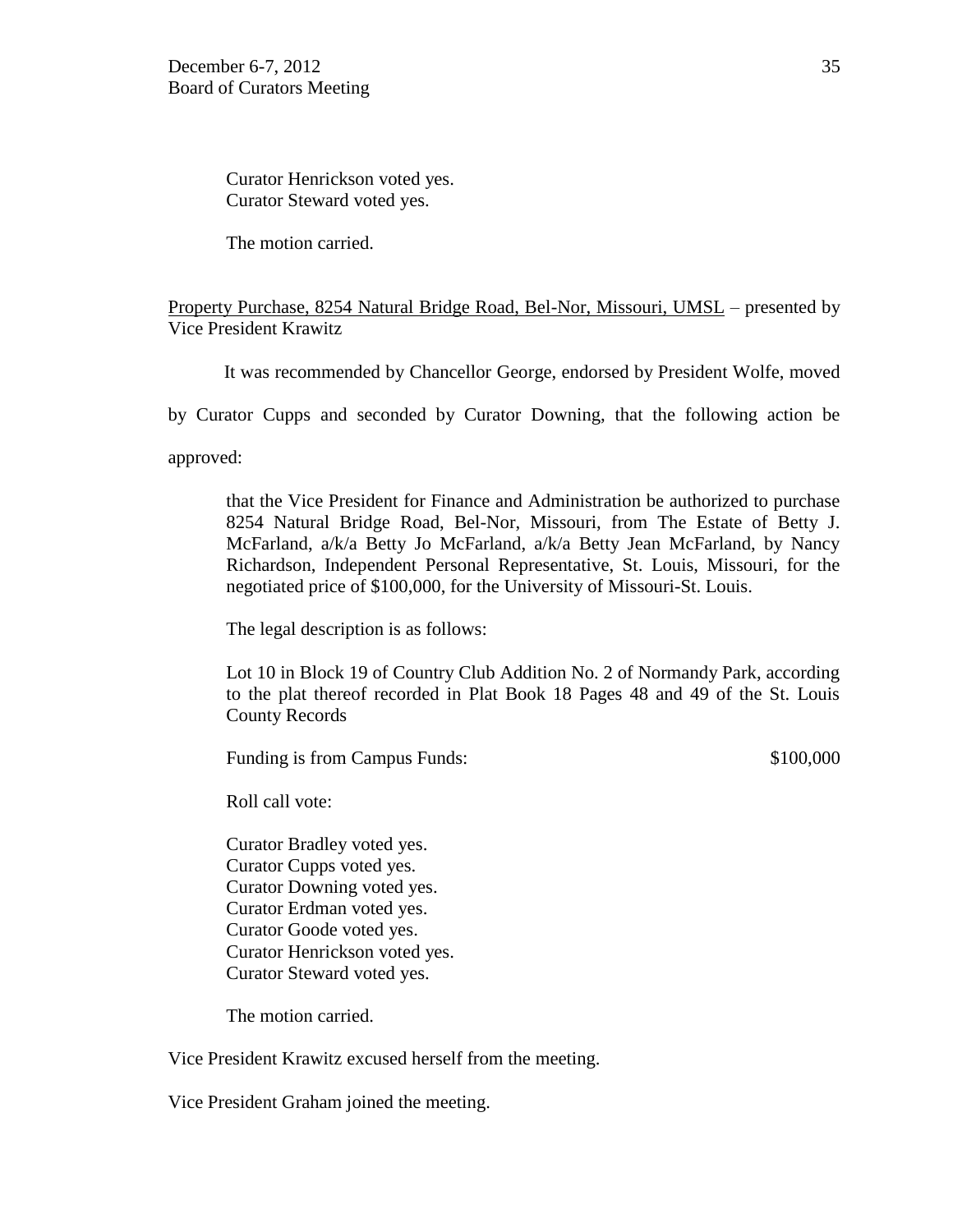Curator Henrickson voted yes.
Curator Steward voted yes.

The motion carried.

<u>Property Purchase, 8254 Natural Bridge Road, Bel-Nor, Missouri, UMSL</u> – presented by Vice President Krawitz

It was recommended by Chancellor George, endorsed by President Wolfe, moved by Curator Cupps and seconded by Curator Downing, that the following action be approved:

> that the Vice President for Finance and Administration be authorized to purchase 8254 Natural Bridge Road, Bel-Nor, Missouri, from The Estate of Betty J. McFarland, a/k/a Betty Jo McFarland, a/k/a Betty Jean McFarland, by Nancy Richardson, Independent Personal Representative, St. Louis, Missouri, for the negotiated price of $100,000, for the University of Missouri-St. Louis.
>
> The legal description is as follows:
>
> Lot 10 in Block 19 of Country Club Addition No. 2 of Normandy Park, according to the plat thereof recorded in Plat Book 18 Pages 48 and 49 of the St. Louis County Records
>
> Funding is from Campus Funds: $100,000

Roll call vote:

Curator Bradley voted yes.
Curator Cupps voted yes.
Curator Downing voted yes.
Curator Erdman voted yes.
Curator Goode voted yes.
Curator Henrickson voted yes.
Curator Steward voted yes.

The motion carried.

Vice President Krawitz excused herself from the meeting.

Vice President Graham joined the meeting.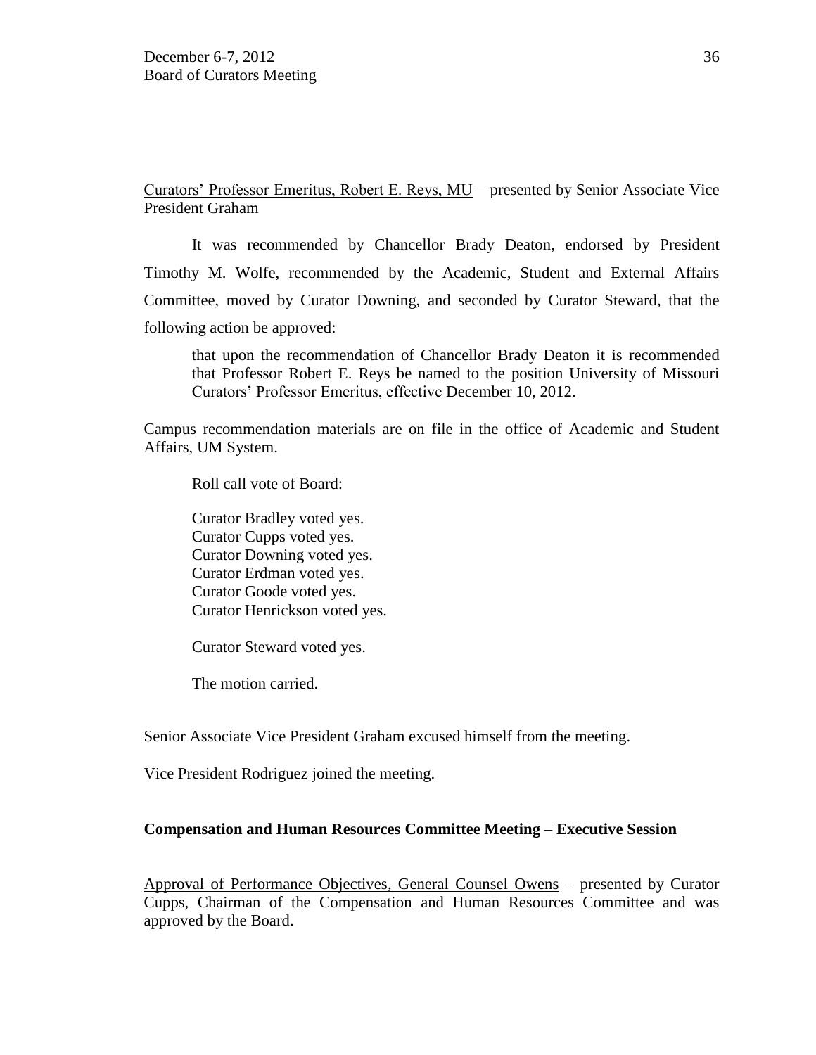Curators' Professor Emeritus, Robert E. Reys, MU – presented by Senior Associate Vice President Graham

It was recommended by Chancellor Brady Deaton, endorsed by President Timothy M. Wolfe, recommended by the Academic, Student and External Affairs Committee, moved by Curator Downing, and seconded by Curator Steward, that the following action be approved:

> that upon the recommendation of Chancellor Brady Deaton it is recommended that Professor Robert E. Reys be named to the position University of Missouri Curators' Professor Emeritus, effective December 10, 2012.

Campus recommendation materials are on file in the office of Academic and Student Affairs, UM System.

Roll call vote of Board:

Curator Bradley voted yes.
Curator Cupps voted yes.
Curator Downing voted yes.
Curator Erdman voted yes.
Curator Goode voted yes.
Curator Henrickson voted yes.

Curator Steward voted yes.

The motion carried.

Senior Associate Vice President Graham excused himself from the meeting.

Vice President Rodriguez joined the meeting.

**Compensation and Human Resources Committee Meeting – Executive Session**

Approval of Performance Objectives, General Counsel Owens – presented by Curator Cupps, Chairman of the Compensation and Human Resources Committee and was approved by the Board.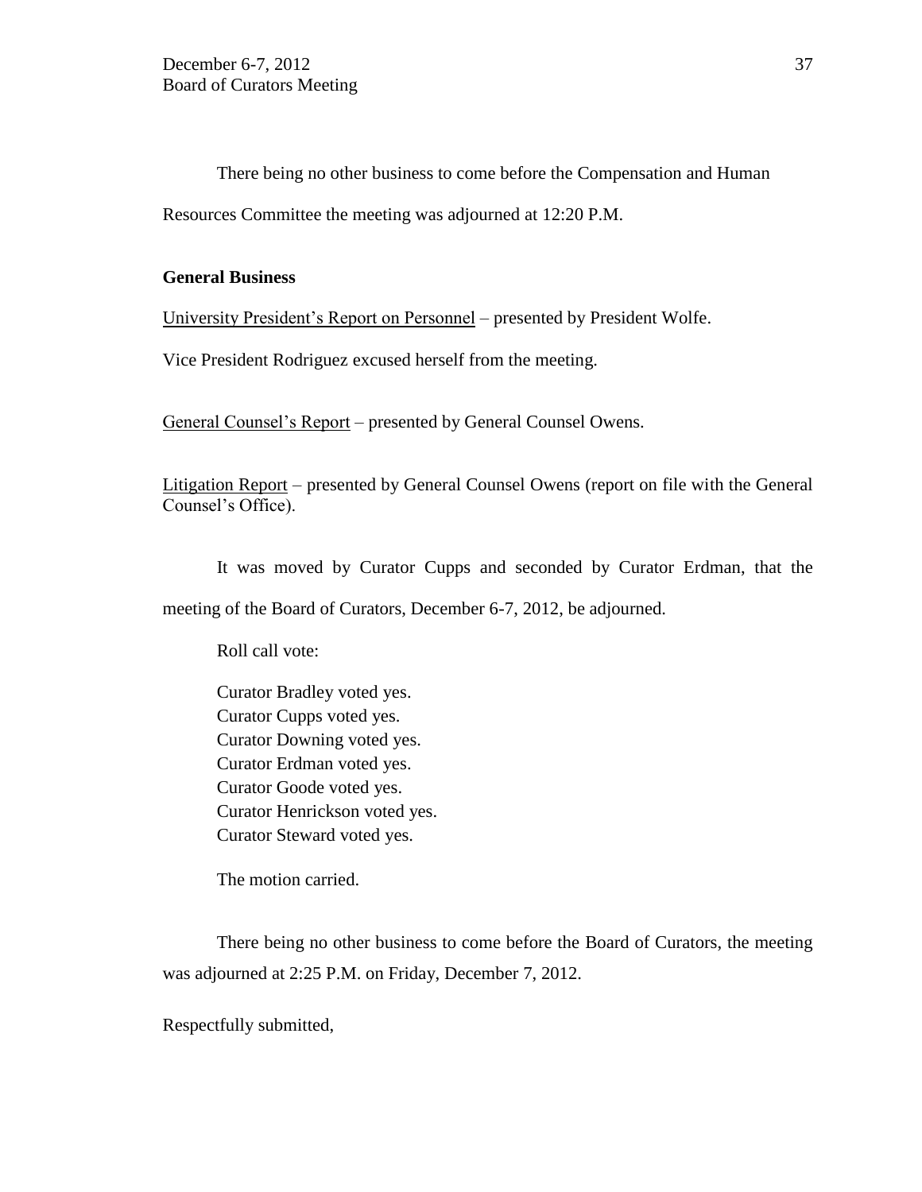There being no other business to come before the Compensation and Human Resources Committee the meeting was adjourned at 12:20 P.M.

**General Business**

University President's Report on Personnel – presented by President Wolfe.

Vice President Rodriguez excused herself from the meeting.

General Counsel's Report – presented by General Counsel Owens.

Litigation Report – presented by General Counsel Owens (report on file with the General Counsel's Office).

It was moved by Curator Cupps and seconded by Curator Erdman, that the meeting of the Board of Curators, December 6-7, 2012, be adjourned.

Roll call vote:

Curator Bradley voted yes.
Curator Cupps voted yes.
Curator Downing voted yes.
Curator Erdman voted yes.
Curator Goode voted yes.
Curator Henrickson voted yes.
Curator Steward voted yes.

The motion carried.

There being no other business to come before the Board of Curators, the meeting was adjourned at 2:25 P.M. on Friday, December 7, 2012.

Respectfully submitted,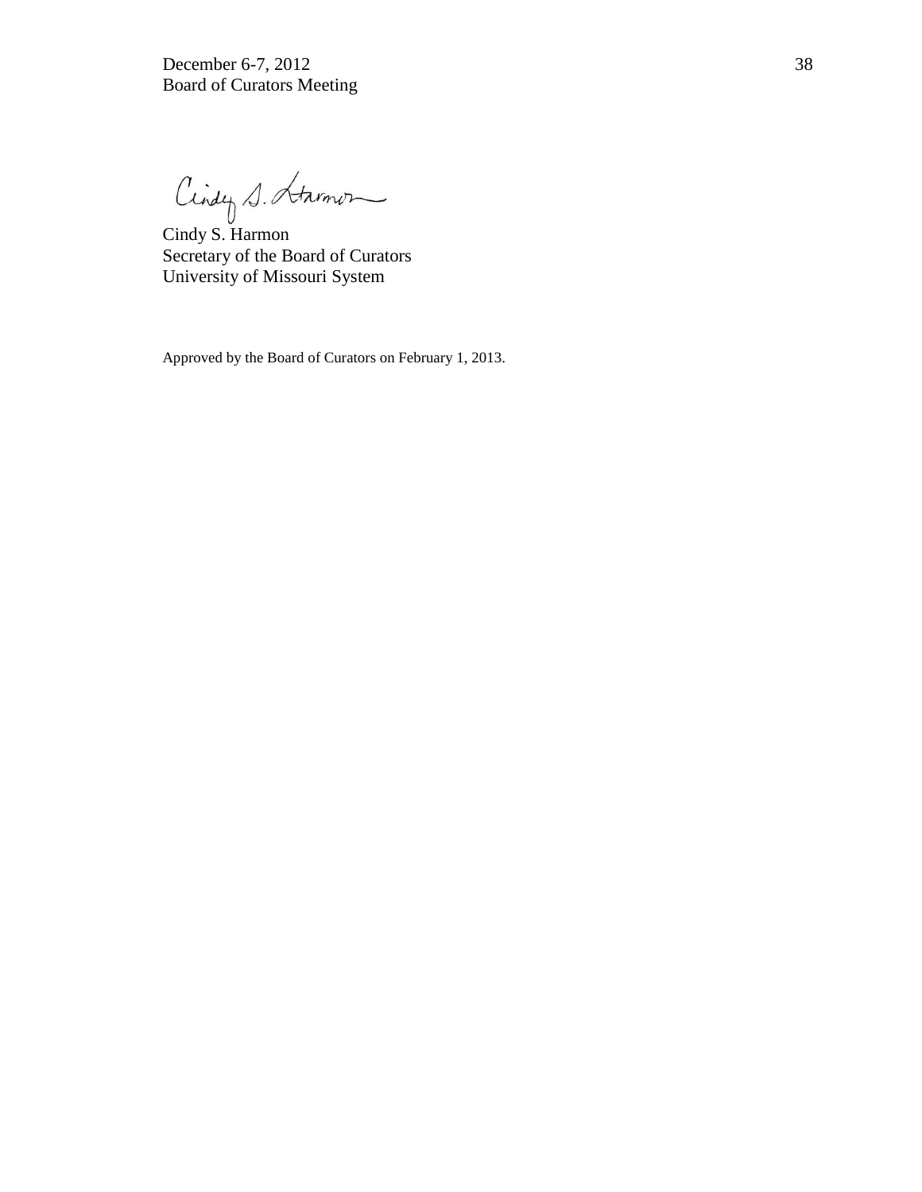Cindy S. Harmon
Secretary of the Board of Curators
University of Missouri System

Approved by the Board of Curators on February 1, 2013.